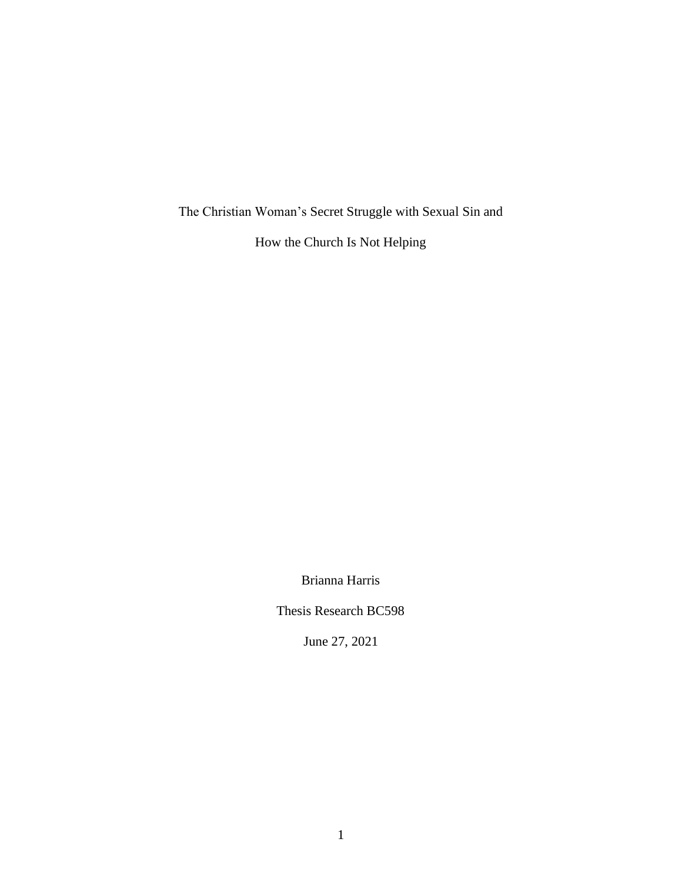# The Christian Woman's Secret Struggle with Sexual Sin and How the Church Is Not Helping

Brianna Harris

Thesis Research BC598

June 27, 2021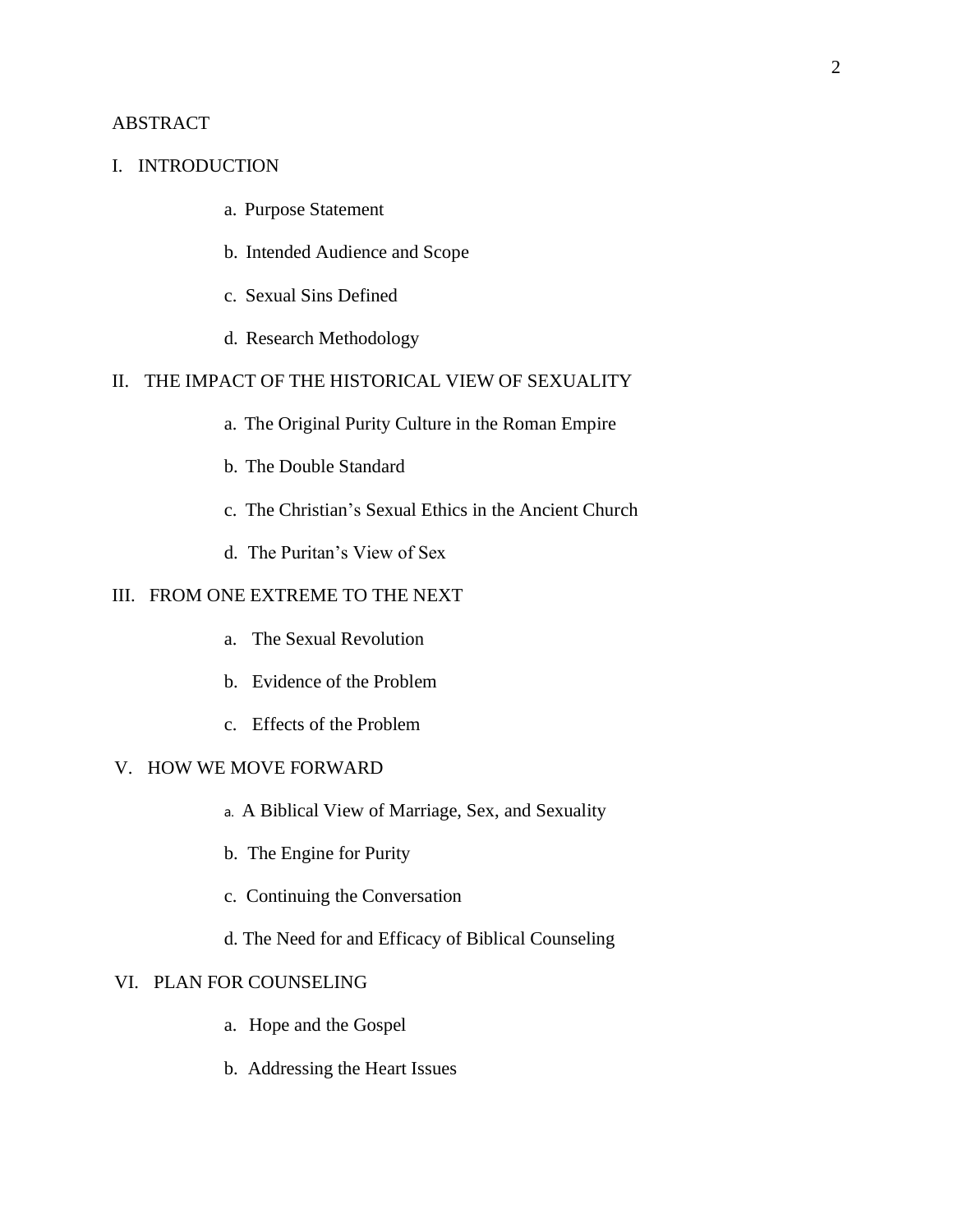ABSTRACT

I. INTRODUCTION

- a. Purpose Statement
- b. Intended Audience and Scope
- c. Sexual Sins Defined
- d. Research Methodology

II. THE IMPACT OF THE HISTORICAL VIEW OF SEXUALITY

- a. The Original Purity Culture in the Roman Empire
- b. The Double Standard
- c. The Christian's Sexual Ethics in the Ancient Church
- d. The Puritan's View of Sex

III. FROM ONE EXTREME TO THE NEXT

- a. The Sexual Revolution
- b. Evidence of the Problem
- c. Effects of the Problem

V. HOW WE MOVE FORWARD

- a. A Biblical View of Marriage, Sex, and Sexuality
- b. The Engine for Purity
- c. Continuing the Conversation
- d. The Need for and Efficacy of Biblical Counseling

VI. PLAN FOR COUNSELING

- a. Hope and the Gospel
- b. Addressing the Heart Issues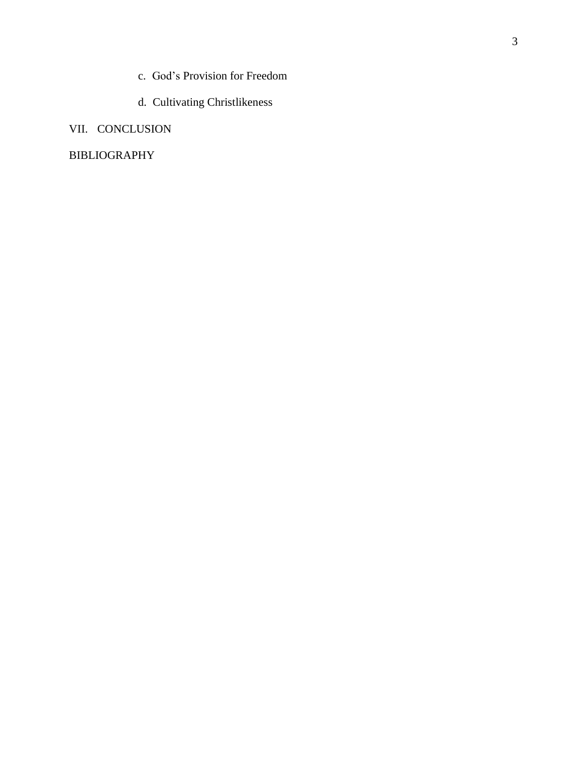c. God’s Provision for Freedom

d. Cultivating Christlikeness

VII. CONCLUSION

BIBLIOGRAPHY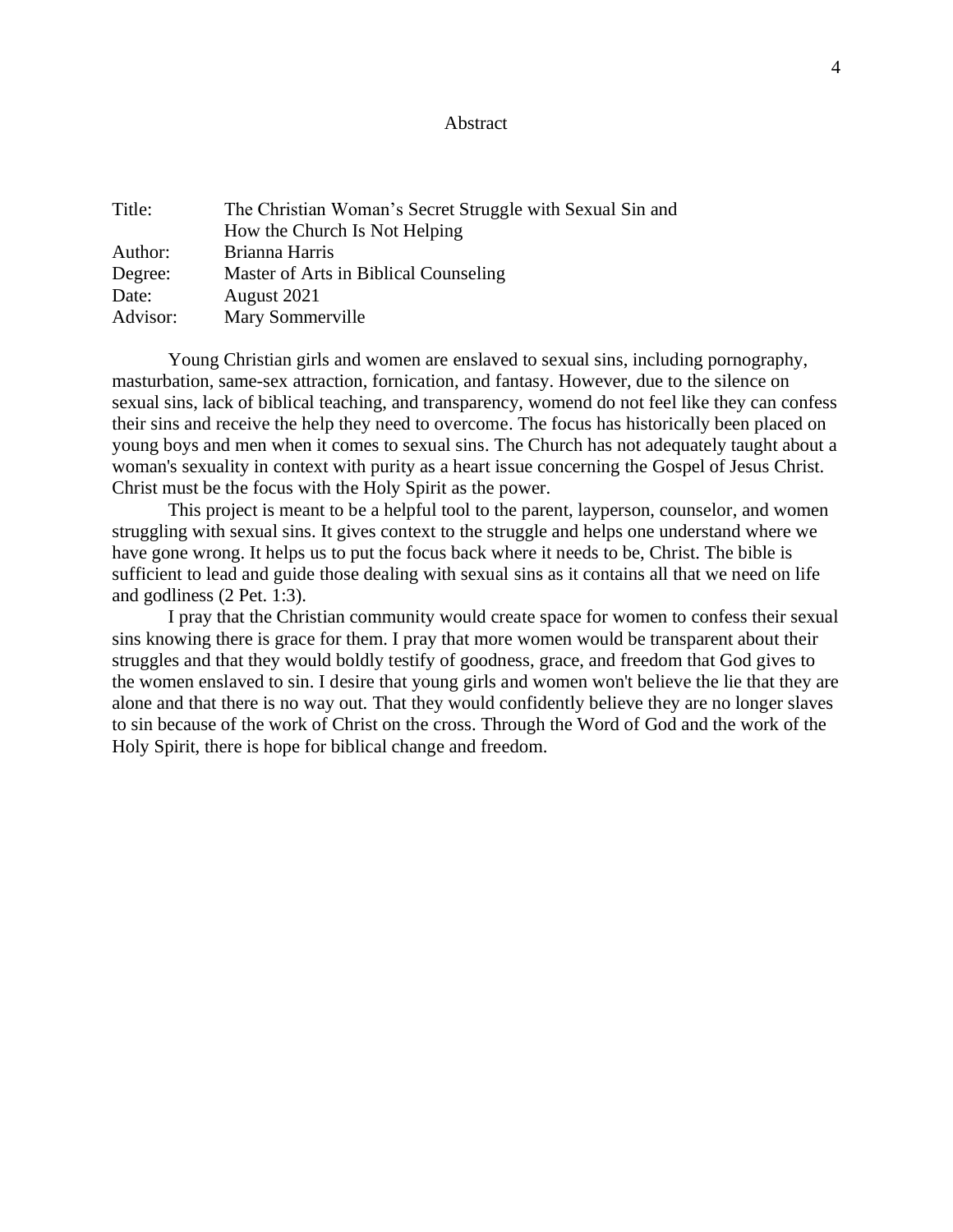# Abstract

| | |
|---|---|
| Title: | The Christian Woman's Secret Struggle with Sexual Sin and How the Church Is Not Helping |
| Author: | Brianna Harris |
| Degree: | Master of Arts in Biblical Counseling |
| Date: | August 2021 |
| Advisor: | Mary Sommerville |

Young Christian girls and women are enslaved to sexual sins, including pornography, masturbation, same-sex attraction, fornication, and fantasy. However, due to the silence on sexual sins, lack of biblical teaching, and transparency, womend do not feel like they can confess their sins and receive the help they need to overcome. The focus has historically been placed on young boys and men when it comes to sexual sins. The Church has not adequately taught about a woman's sexuality in context with purity as a heart issue concerning the Gospel of Jesus Christ. Christ must be the focus with the Holy Spirit as the power.

This project is meant to be a helpful tool to the parent, layperson, counselor, and women struggling with sexual sins. It gives context to the struggle and helps one understand where we have gone wrong. It helps us to put the focus back where it needs to be, Christ. The bible is sufficient to lead and guide those dealing with sexual sins as it contains all that we need on life and godliness (2 Pet. 1:3).

I pray that the Christian community would create space for women to confess their sexual sins knowing there is grace for them. I pray that more women would be transparent about their struggles and that they would boldly testify of goodness, grace, and freedom that God gives to the women enslaved to sin. I desire that young girls and women won't believe the lie that they are alone and that there is no way out. That they would confidently believe they are no longer slaves to sin because of the work of Christ on the cross. Through the Word of God and the work of the Holy Spirit, there is hope for biblical change and freedom.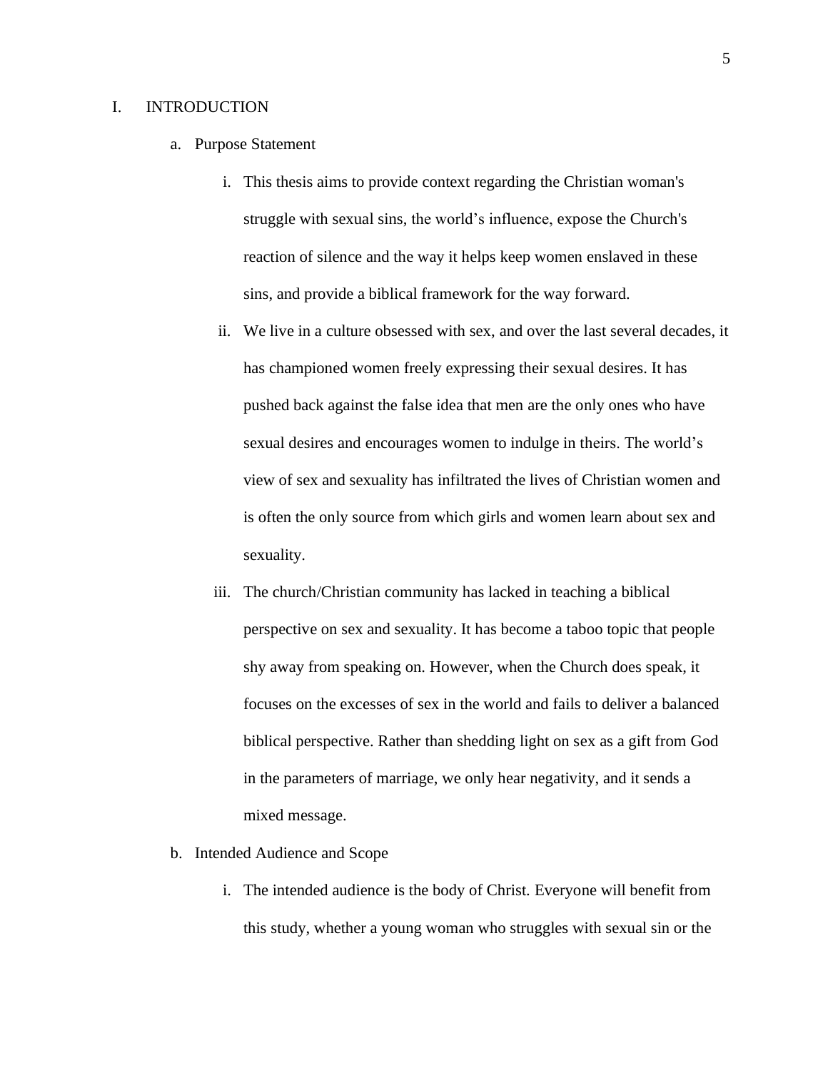# I. INTRODUCTION

## a. Purpose Statement

i. This thesis aims to provide context regarding the Christian woman's struggle with sexual sins, the world's influence, expose the Church's reaction of silence and the way it helps keep women enslaved in these sins, and provide a biblical framework for the way forward.

ii. We live in a culture obsessed with sex, and over the last several decades, it has championed women freely expressing their sexual desires. It has pushed back against the false idea that men are the only ones who have sexual desires and encourages women to indulge in theirs. The world's view of sex and sexuality has infiltrated the lives of Christian women and is often the only source from which girls and women learn about sex and sexuality.

iii. The church/Christian community has lacked in teaching a biblical perspective on sex and sexuality. It has become a taboo topic that people shy away from speaking on. However, when the Church does speak, it focuses on the excesses of sex in the world and fails to deliver a balanced biblical perspective. Rather than shedding light on sex as a gift from God in the parameters of marriage, we only hear negativity, and it sends a mixed message.

## b. Intended Audience and Scope

i. The intended audience is the body of Christ. Everyone will benefit from this study, whether a young woman who struggles with sexual sin or the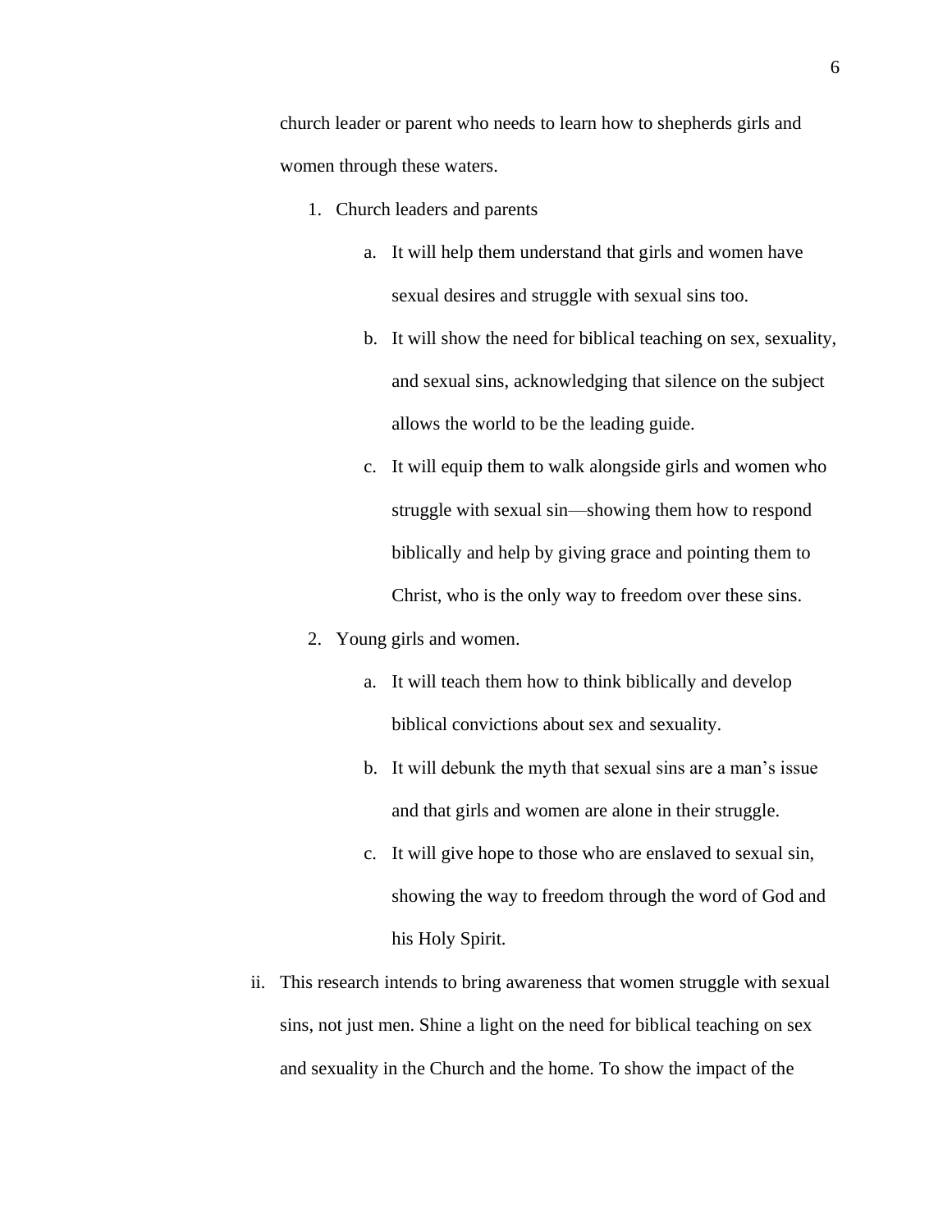church leader or parent who needs to learn how to shepherds girls and women through these waters.

1. Church leaders and parents
    a. It will help them understand that girls and women have sexual desires and struggle with sexual sins too.
    b. It will show the need for biblical teaching on sex, sexuality, and sexual sins, acknowledging that silence on the subject allows the world to be the leading guide.
    c. It will equip them to walk alongside girls and women who struggle with sexual sin—showing them how to respond biblically and help by giving grace and pointing them to Christ, who is the only way to freedom over these sins.
2. Young girls and women.
    a. It will teach them how to think biblically and develop biblical convictions about sex and sexuality.
    b. It will debunk the myth that sexual sins are a man's issue and that girls and women are alone in their struggle.
    c. It will give hope to those who are enslaved to sexual sin, showing the way to freedom through the word of God and his Holy Spirit.

ii. This research intends to bring awareness that women struggle with sexual sins, not just men. Shine a light on the need for biblical teaching on sex and sexuality in the Church and the home. To show the impact of the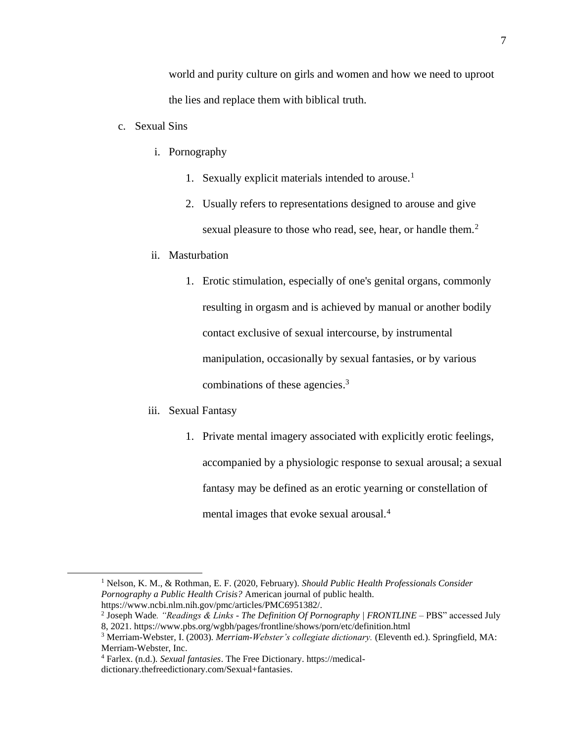world and purity culture on girls and women and how we need to uproot the lies and replace them with biblical truth.

c. Sexual Sins

   i. Pornography

      1. Sexually explicit materials intended to arouse.[1]

      2. Usually refers to representations designed to arouse and give sexual pleasure to those who read, see, hear, or handle them.[2]

   ii. Masturbation

      1. Erotic stimulation, especially of one's genital organs, commonly resulting in orgasm and is achieved by manual or another bodily contact exclusive of sexual intercourse, by instrumental manipulation, occasionally by sexual fantasies, or by various combinations of these agencies.[3]

   iii. Sexual Fantasy

      1. Private mental imagery associated with explicitly erotic feelings, accompanied by a physiologic response to sexual arousal; a sexual fantasy may be defined as an erotic yearning or constellation of mental images that evoke sexual arousal.[4]

---

[1] Nelson, K. M., & Rothman, E. F. (2020, February). *Should Public Health Professionals Consider Pornography a Public Health Crisis?* American journal of public health. https://www.ncbi.nlm.nih.gov/pmc/articles/PMC6951382/.

[2] Joseph Wade. *"Readings & Links - The Definition Of Pornography | FRONTLINE* – PBS" accessed July 8, 2021. https://www.pbs.org/wgbh/pages/frontline/shows/porn/etc/definition.html

[3] Merriam-Webster, I. (2003). *Merriam-Webster's collegiate dictionary.* (Eleventh ed.). Springfield, MA: Merriam-Webster, Inc.

[4] Farlex. (n.d.). *Sexual fantasies*. The Free Dictionary. https://medical-dictionary.thefreedictionary.com/Sexual+fantasies.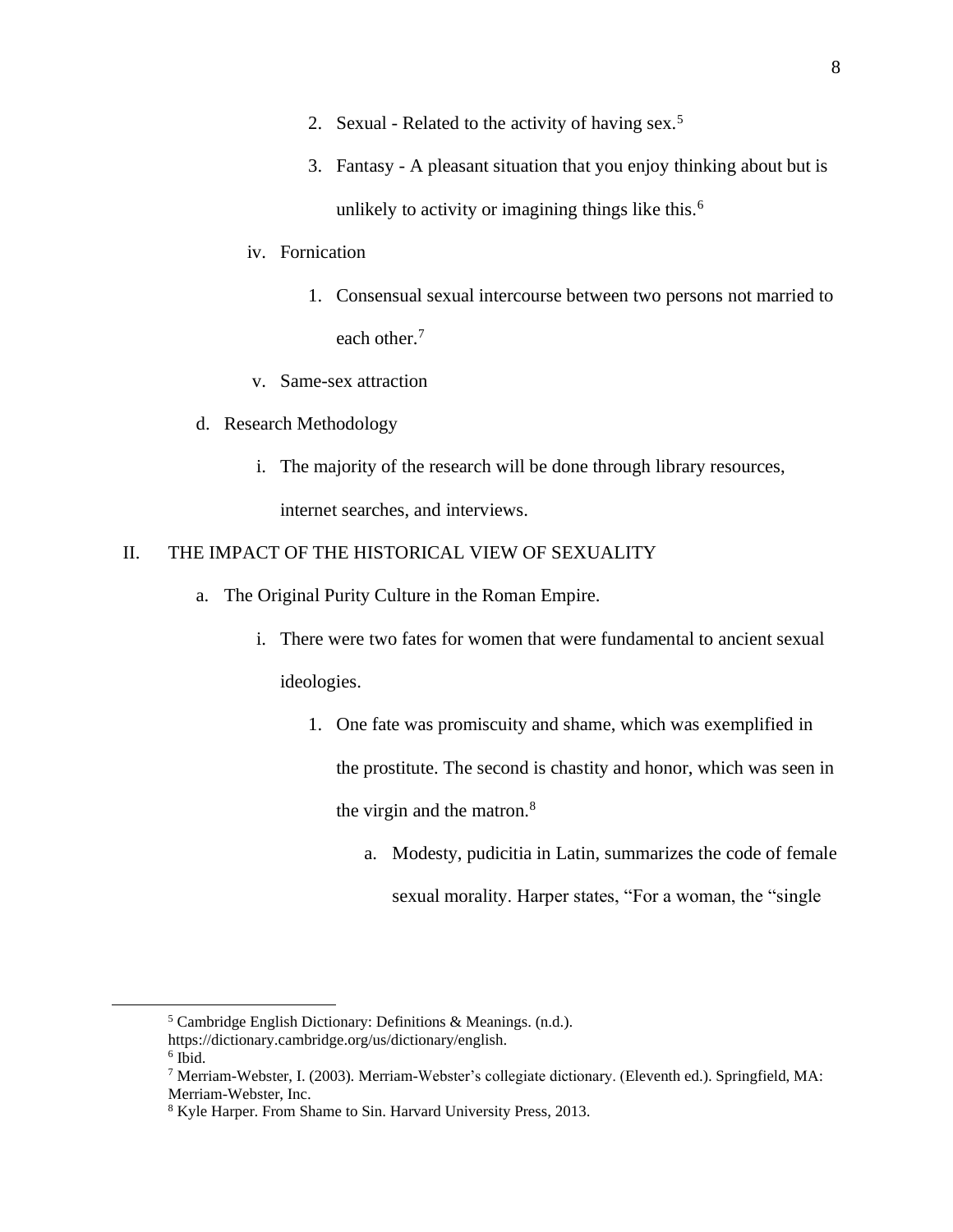2. Sexual - Related to the activity of having sex.[5]
3. Fantasy - A pleasant situation that you enjoy thinking about but is unlikely to activity or imagining things like this.[6]

iv. Fornication

1. Consensual sexual intercourse between two persons not married to each other.[7]

v. Same-sex attraction

d. Research Methodology

i. The majority of the research will be done through library resources, internet searches, and interviews.

II. THE IMPACT OF THE HISTORICAL VIEW OF SEXUALITY

a. The Original Purity Culture in the Roman Empire.

i. There were two fates for women that were fundamental to ancient sexual ideologies.

1. One fate was promiscuity and shame, which was exemplified in the prostitute. The second is chastity and honor, which was seen in the virgin and the matron.[8]

a. Modesty, pudicitia in Latin, summarizes the code of female sexual morality. Harper states, "For a woman, the "single

---

[5] Cambridge English Dictionary: Definitions & Meanings. (n.d.). https://dictionary.cambridge.org/us/dictionary/english.

[6] Ibid.

[7] Merriam-Webster, I. (2003). Merriam-Webster's collegiate dictionary. (Eleventh ed.). Springfield, MA: Merriam-Webster, Inc.

[8] Kyle Harper. From Shame to Sin. Harvard University Press, 2013.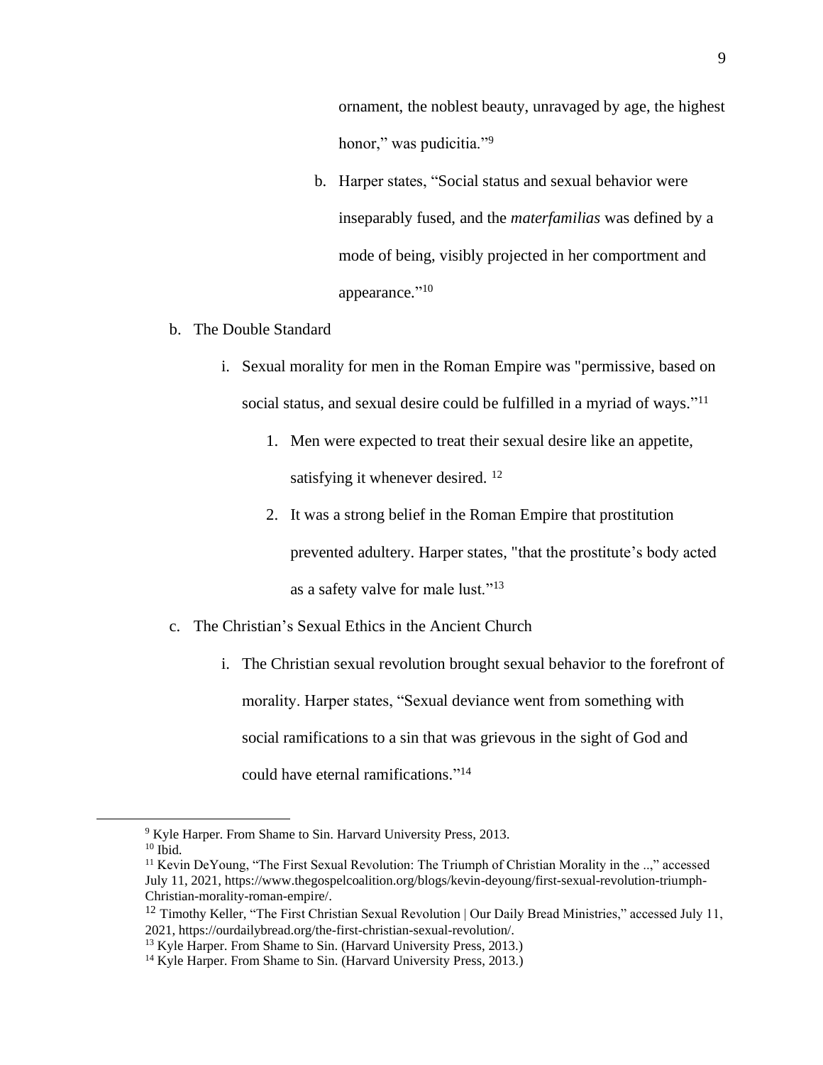ornament, the noblest beauty, unravaged by age, the highest honor," was pudicitia."[9]

b. Harper states, "Social status and sexual behavior were inseparably fused, and the *materfamilias* was defined by a mode of being, visibly projected in her comportment and appearance."[10]

b. The Double Standard

   i. Sexual morality for men in the Roman Empire was "permissive, based on social status, and sexual desire could be fulfilled in a myriad of ways."[11]

      1. Men were expected to treat their sexual desire like an appetite, satisfying it whenever desired. [12]

      2. It was a strong belief in the Roman Empire that prostitution prevented adultery. Harper states, "that the prostitute's body acted as a safety valve for male lust."[13]

c. The Christian's Sexual Ethics in the Ancient Church

   i. The Christian sexual revolution brought sexual behavior to the forefront of morality. Harper states, "Sexual deviance went from something with social ramifications to a sin that was grievous in the sight of God and could have eternal ramifications."[14]

---

[9] Kyle Harper. From Shame to Sin. Harvard University Press, 2013.

[10] Ibid.

[11] Kevin DeYoung, "The First Sexual Revolution: The Triumph of Christian Morality in the ..," accessed July 11, 2021, https://www.thegospelcoalition.org/blogs/kevin-deyoung/first-sexual-revolution-triumph-Christian-morality-roman-empire/.

[12] Timothy Keller, "The First Christian Sexual Revolution | Our Daily Bread Ministries," accessed July 11, 2021, https://ourdailybread.org/the-first-christian-sexual-revolution/.

[13] Kyle Harper. From Shame to Sin. (Harvard University Press, 2013.)

[14] Kyle Harper. From Shame to Sin. (Harvard University Press, 2013.)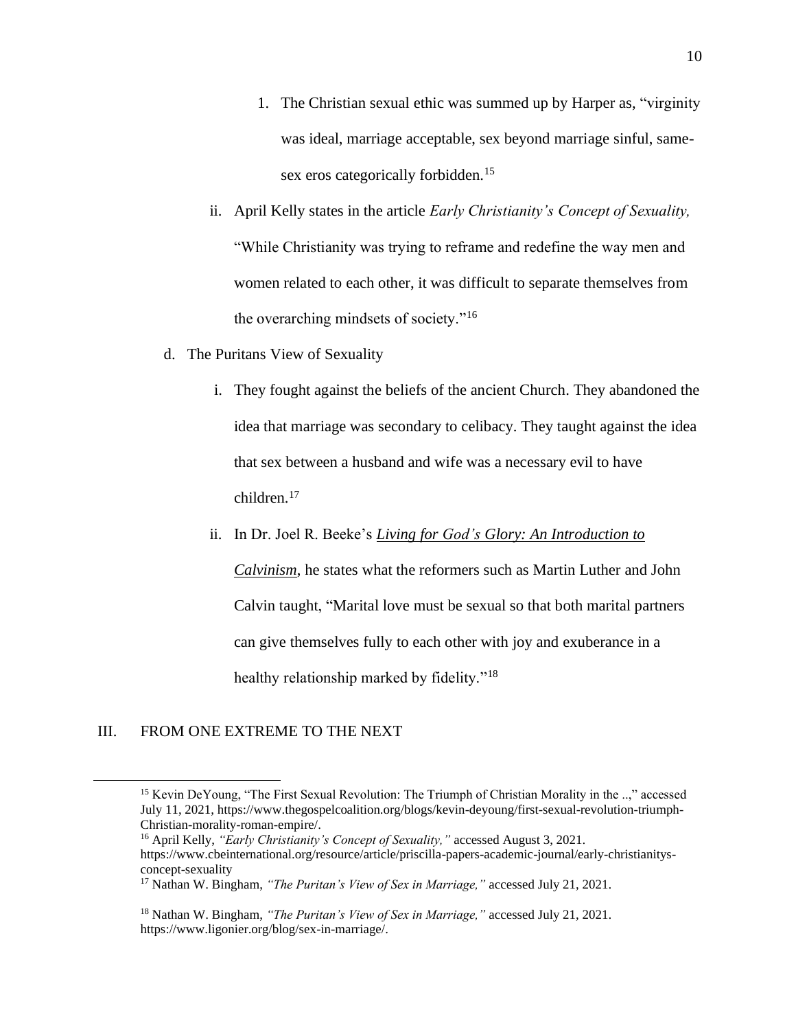1. The Christian sexual ethic was summed up by Harper as, "virginity was ideal, marriage acceptable, sex beyond marriage sinful, same-sex eros categorically forbidden.[15]

ii. April Kelly states in the article *Early Christianity's Concept of Sexuality,* "While Christianity was trying to reframe and redefine the way men and women related to each other, it was difficult to separate themselves from the overarching mindsets of society."[16]

d. The Puritans View of Sexuality

i. They fought against the beliefs of the ancient Church. They abandoned the idea that marriage was secondary to celibacy. They taught against the idea that sex between a husband and wife was a necessary evil to have children.[17]

ii. In Dr. Joel R. Beeke's *Living for God's Glory: An Introduction to Calvinism*, he states what the reformers such as Martin Luther and John Calvin taught, "Marital love must be sexual so that both marital partners can give themselves fully to each other with joy and exuberance in a healthy relationship marked by fidelity."[18]

## III. FROM ONE EXTREME TO THE NEXT

---

[15] Kevin DeYoung, "The First Sexual Revolution: The Triumph of Christian Morality in the ..," accessed July 11, 2021, https://www.thegospelcoalition.org/blogs/kevin-deyoung/first-sexual-revolution-triumph-Christian-morality-roman-empire/.

[16] April Kelly, *"Early Christianity's Concept of Sexuality,"* accessed August 3, 2021. https://www.cbeinternational.org/resource/article/priscilla-papers-academic-journal/early-christianitys-concept-sexuality

[17] Nathan W. Bingham, *"The Puritan's View of Sex in Marriage,"* accessed July 21, 2021.

[18] Nathan W. Bingham, *"The Puritan's View of Sex in Marriage,"* accessed July 21, 2021. https://www.ligonier.org/blog/sex-in-marriage/.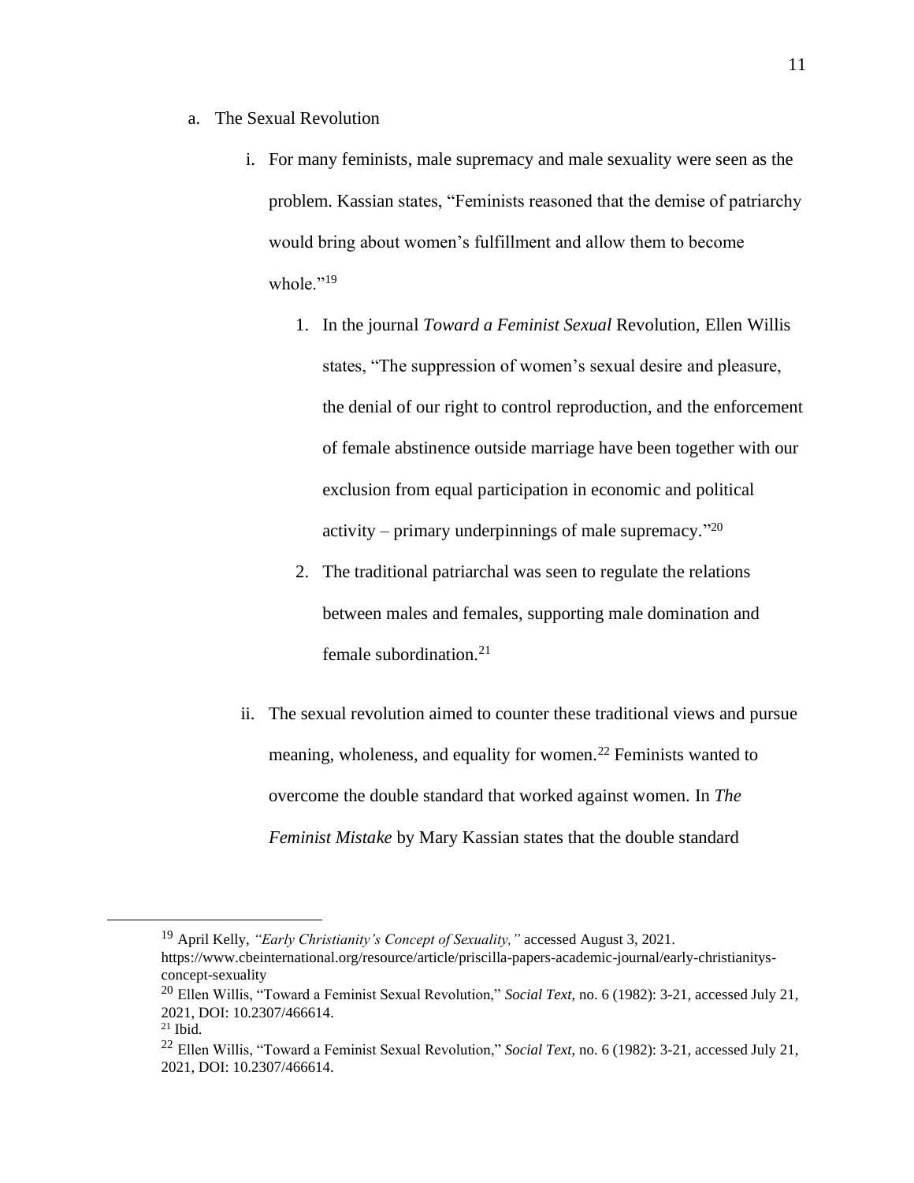a. The Sexual Revolution

   i. For many feminists, male supremacy and male sexuality were seen as the problem. Kassian states, "Feminists reasoned that the demise of patriarchy would bring about women's fulfillment and allow them to become whole."[19]

      1. In the journal *Toward a Feminist Sexual* Revolution, Ellen Willis states, "The suppression of women's sexual desire and pleasure, the denial of our right to control reproduction, and the enforcement of female abstinence outside marriage have been together with our exclusion from equal participation in economic and political activity – primary underpinnings of male supremacy."[20]

      2. The traditional patriarchal was seen to regulate the relations between males and females, supporting male domination and female subordination.[21]

   ii. The sexual revolution aimed to counter these traditional views and pursue meaning, wholeness, and equality for women.[22] Feminists wanted to overcome the double standard that worked against women. In *The Feminist Mistake* by Mary Kassian states that the double standard

---

[19] April Kelly, *"Early Christianity's Concept of Sexuality,"* accessed August 3, 2021. https://www.cbeinternational.org/resource/article/priscilla-papers-academic-journal/early-christianitys-concept-sexuality

[20] Ellen Willis, "Toward a Feminist Sexual Revolution," *Social Text,* no. 6 (1982): 3-21, accessed July 21, 2021, DOI: 10.2307/466614.

[21] Ibid.

[22] Ellen Willis, "Toward a Feminist Sexual Revolution," *Social Text,* no. 6 (1982): 3-21, accessed July 21, 2021, DOI: 10.2307/466614.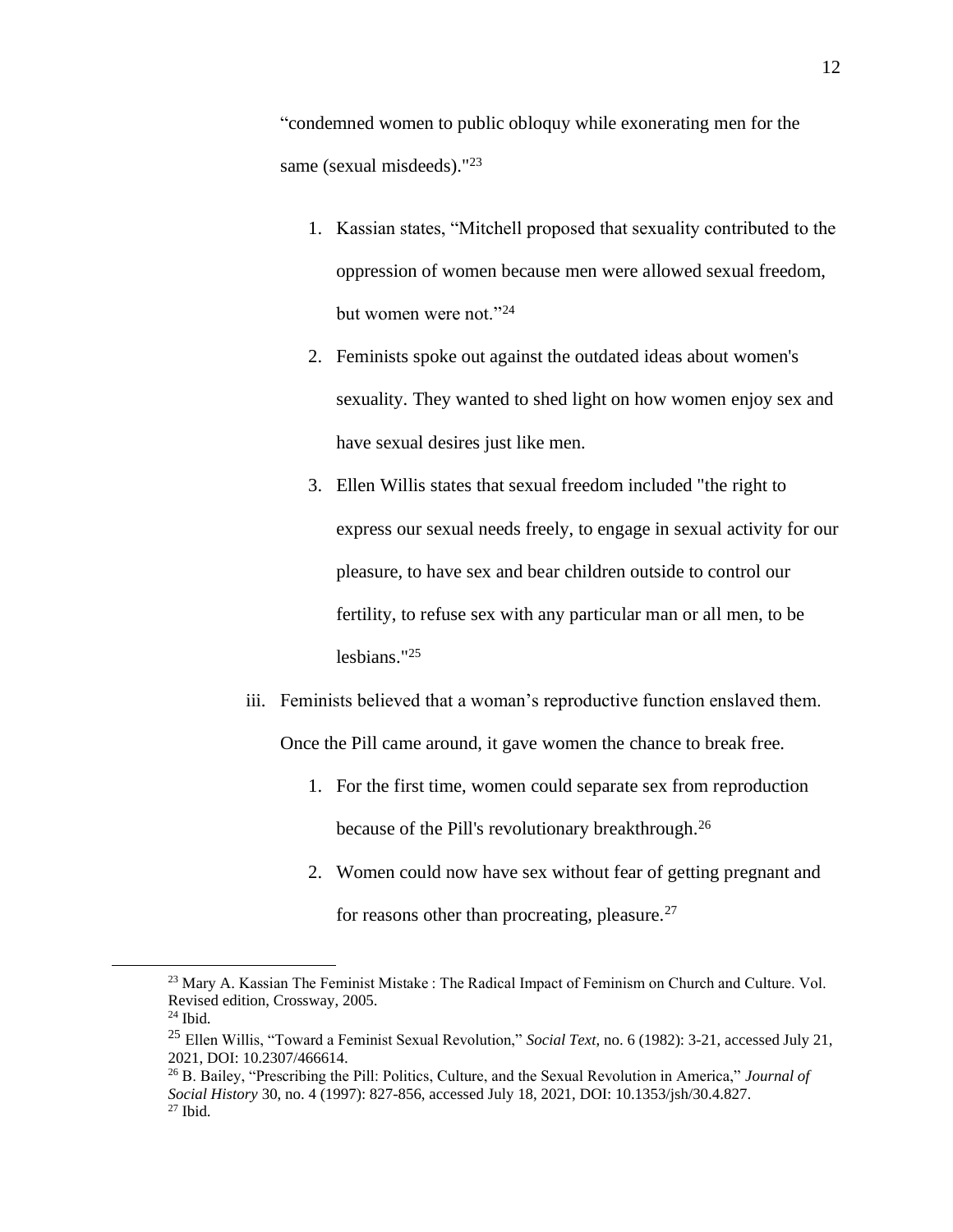"condemned women to public obloquy while exonerating men for the same (sexual misdeeds)."[23]

1. Kassian states, "Mitchell proposed that sexuality contributed to the oppression of women because men were allowed sexual freedom, but women were not."[24]
2. Feminists spoke out against the outdated ideas about women's sexuality. They wanted to shed light on how women enjoy sex and have sexual desires just like men.
3. Ellen Willis states that sexual freedom included "the right to express our sexual needs freely, to engage in sexual activity for our pleasure, to have sex and bear children outside to control our fertility, to refuse sex with any particular man or all men, to be lesbians."[25]

iii. Feminists believed that a woman's reproductive function enslaved them. Once the Pill came around, it gave women the chance to break free.

1. For the first time, women could separate sex from reproduction because of the Pill's revolutionary breakthrough.[26]
2. Women could now have sex without fear of getting pregnant and for reasons other than procreating, pleasure.[27]

---

[23] Mary A. Kassian The Feminist Mistake : The Radical Impact of Feminism on Church and Culture. Vol. Revised edition, Crossway, 2005.

[24] Ibid.

[25] Ellen Willis, "Toward a Feminist Sexual Revolution," *Social Text*, no. 6 (1982): 3-21, accessed July 21, 2021, DOI: 10.2307/466614.

[26] B. Bailey, "Prescribing the Pill: Politics, Culture, and the Sexual Revolution in America," *Journal of Social History* 30, no. 4 (1997): 827-856, accessed July 18, 2021, DOI: 10.1353/jsh/30.4.827.

[27] Ibid.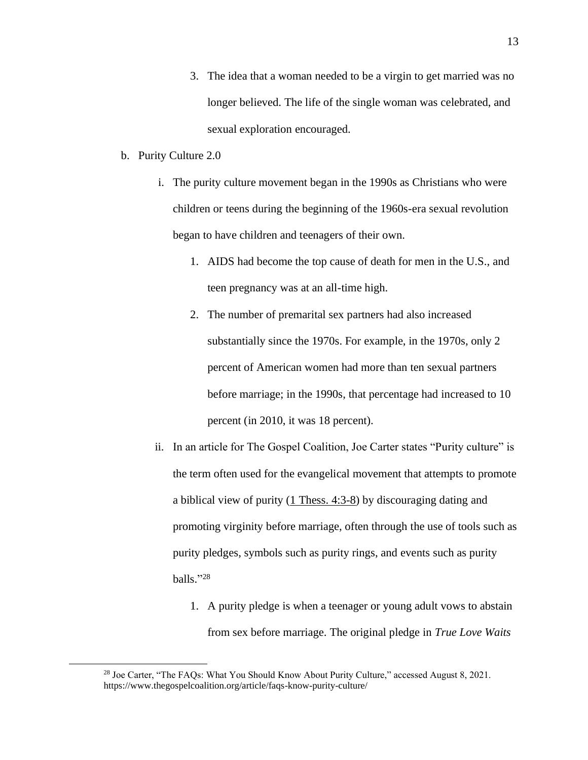3. The idea that a woman needed to be a virgin to get married was no longer believed. The life of the single woman was celebrated, and sexual exploration encouraged.

b. Purity Culture 2.0

   i. The purity culture movement began in the 1990s as Christians who were children or teens during the beginning of the 1960s-era sexual revolution began to have children and teenagers of their own.

      1. AIDS had become the top cause of death for men in the U.S., and teen pregnancy was at an all-time high.

      2. The number of premarital sex partners had also increased substantially since the 1970s. For example, in the 1970s, only 2 percent of American women had more than ten sexual partners before marriage; in the 1990s, that percentage had increased to 10 percent (in 2010, it was 18 percent).

   ii. In an article for The Gospel Coalition, Joe Carter states "Purity culture" is the term often used for the evangelical movement that attempts to promote a biblical view of purity (1 Thess. 4:3-8) by discouraging dating and promoting virginity before marriage, often through the use of tools such as purity pledges, symbols such as purity rings, and events such as purity balls."[28]

      1. A purity pledge is when a teenager or young adult vows to abstain from sex before marriage. The original pledge in *True Love Waits*

---

[28] Joe Carter, "The FAQs: What You Should Know About Purity Culture," accessed August 8, 2021. https://www.thegospelcoalition.org/article/faqs-know-purity-culture/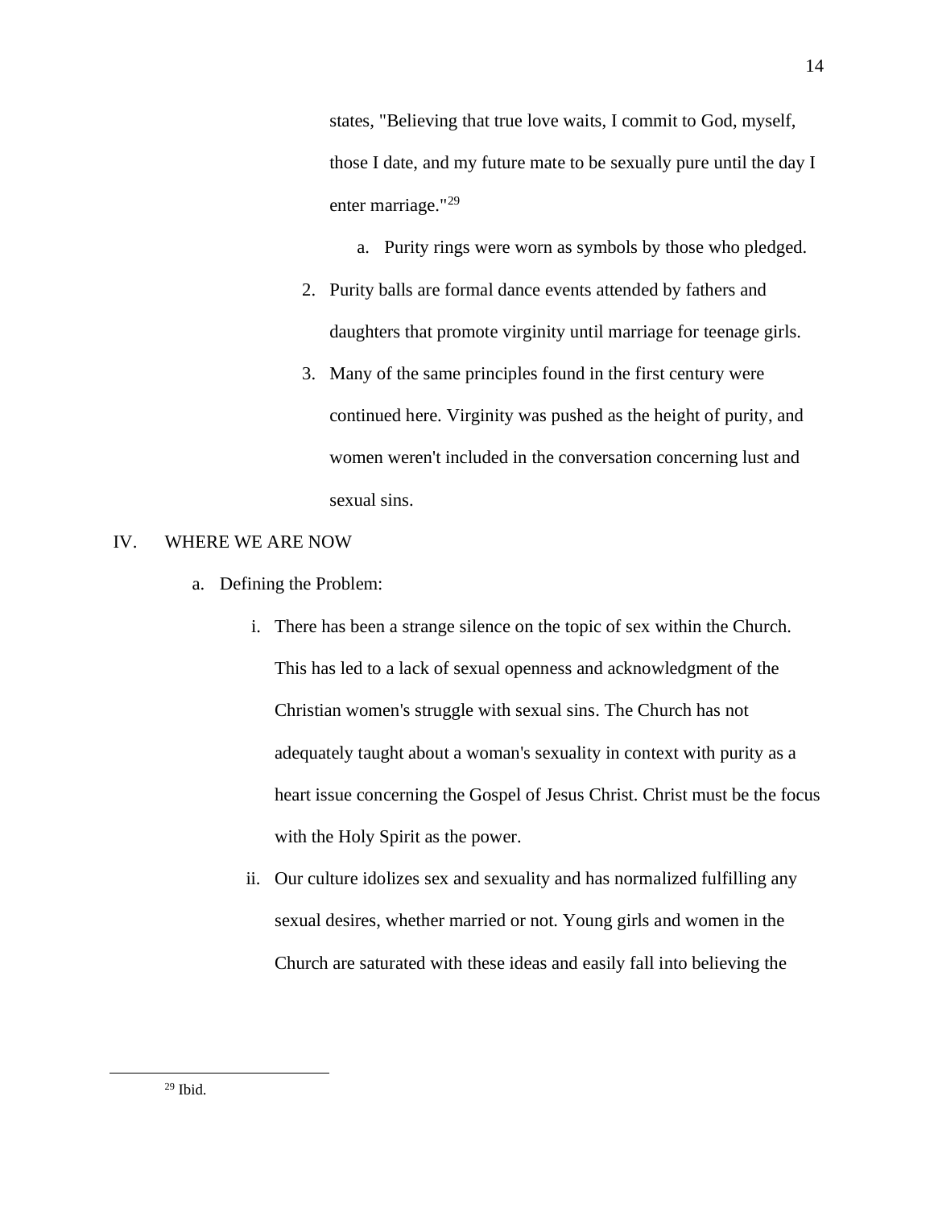states, "Believing that true love waits, I commit to God, myself, those I date, and my future mate to be sexually pure until the day I enter marriage."[29]

   a. Purity rings were worn as symbols by those who pledged.

2. Purity balls are formal dance events attended by fathers and daughters that promote virginity until marriage for teenage girls.
3. Many of the same principles found in the first century were continued here. Virginity was pushed as the height of purity, and women weren't included in the conversation concerning lust and sexual sins.

IV. WHERE WE ARE NOW

a. Defining the Problem:

   i. There has been a strange silence on the topic of sex within the Church. This has led to a lack of sexual openness and acknowledgment of the Christian women's struggle with sexual sins. The Church has not adequately taught about a woman's sexuality in context with purity as a heart issue concerning the Gospel of Jesus Christ. Christ must be the focus with the Holy Spirit as the power.

   ii. Our culture idolizes sex and sexuality and has normalized fulfilling any sexual desires, whether married or not. Young girls and women in the Church are saturated with these ideas and easily fall into believing the

---

[29] Ibid.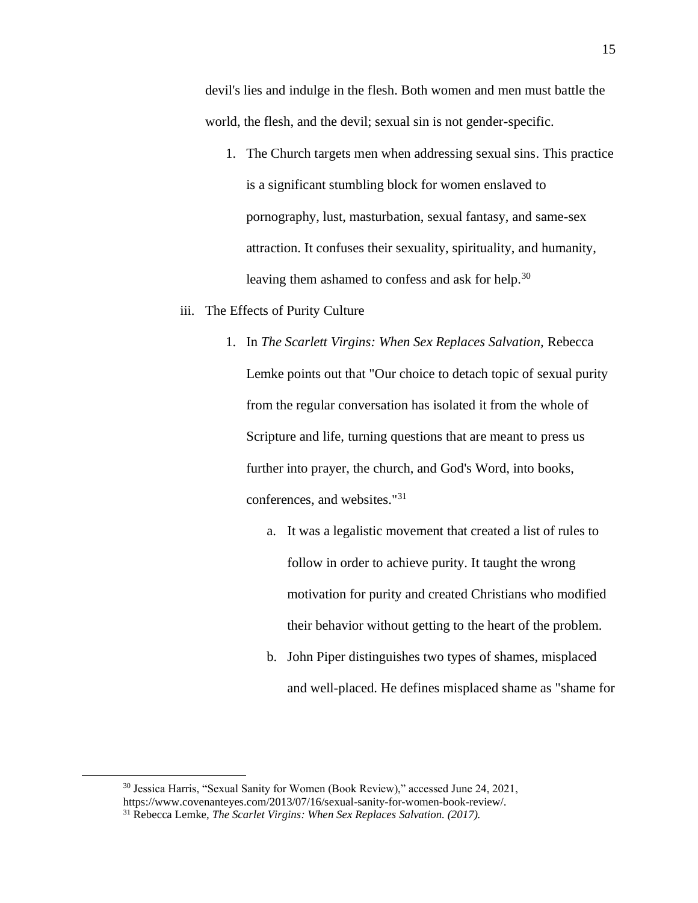devil's lies and indulge in the flesh. Both women and men must battle the world, the flesh, and the devil; sexual sin is not gender-specific.

1. The Church targets men when addressing sexual sins. This practice is a significant stumbling block for women enslaved to pornography, lust, masturbation, sexual fantasy, and same-sex attraction. It confuses their sexuality, spirituality, and humanity, leaving them ashamed to confess and ask for help.[30]

iii. The Effects of Purity Culture

1. In *The Scarlett Virgins: When Sex Replaces Salvation*, Rebecca Lemke points out that "Our choice to detach topic of sexual purity from the regular conversation has isolated it from the whole of Scripture and life, turning questions that are meant to press us further into prayer, the church, and God's Word, into books, conferences, and websites."[31]

    a. It was a legalistic movement that created a list of rules to follow in order to achieve purity. It taught the wrong motivation for purity and created Christians who modified their behavior without getting to the heart of the problem.

    b. John Piper distinguishes two types of shames, misplaced and well-placed. He defines misplaced shame as "shame for

---

[30] Jessica Harris, "Sexual Sanity for Women (Book Review)," accessed June 24, 2021, https://www.covenanteyes.com/2013/07/16/sexual-sanity-for-women-book-review/.

[31] Rebecca Lemke, *The Scarlet Virgins: When Sex Replaces Salvation. (2017).*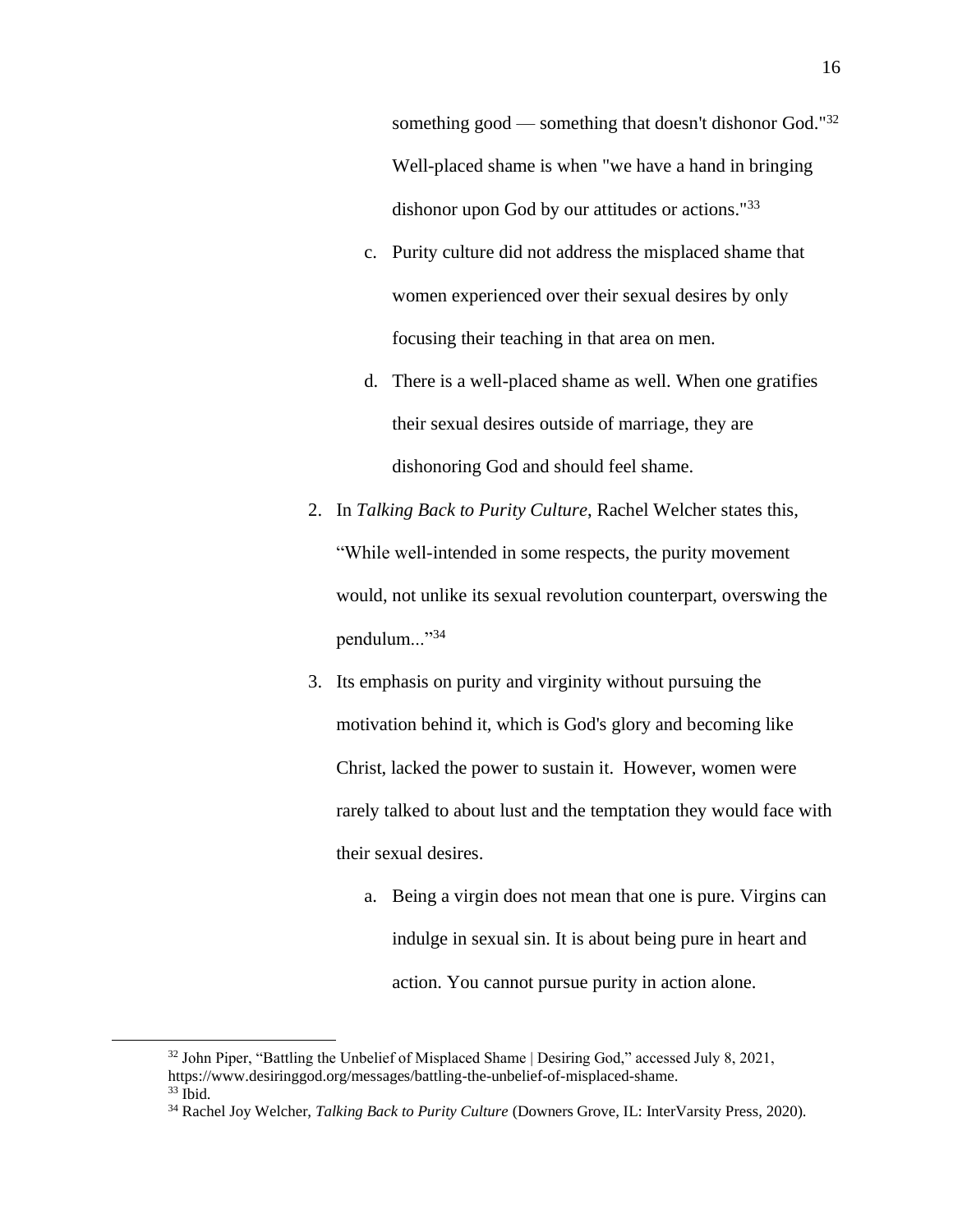something good — something that doesn't dishonor God."[32] Well-placed shame is when "we have a hand in bringing dishonor upon God by our attitudes or actions."[33]

   c. Purity culture did not address the misplaced shame that women experienced over their sexual desires by only focusing their teaching in that area on men.

   d. There is a well-placed shame as well. When one gratifies their sexual desires outside of marriage, they are dishonoring God and should feel shame.

2. In *Talking Back to Purity Culture*, Rachel Welcher states this, "While well-intended in some respects, the purity movement would, not unlike its sexual revolution counterpart, overswing the pendulum..."[34]

3. Its emphasis on purity and virginity without pursuing the motivation behind it, which is God's glory and becoming like Christ, lacked the power to sustain it. However, women were rarely talked to about lust and the temptation they would face with their sexual desires.

   a. Being a virgin does not mean that one is pure. Virgins can indulge in sexual sin. It is about being pure in heart and action. You cannot pursue purity in action alone.

---

[32] John Piper, "Battling the Unbelief of Misplaced Shame | Desiring God," accessed July 8, 2021, https://www.desiringgod.org/messages/battling-the-unbelief-of-misplaced-shame.

[33] Ibid.

[34] Rachel Joy Welcher, *Talking Back to Purity Culture* (Downers Grove, IL: InterVarsity Press, 2020).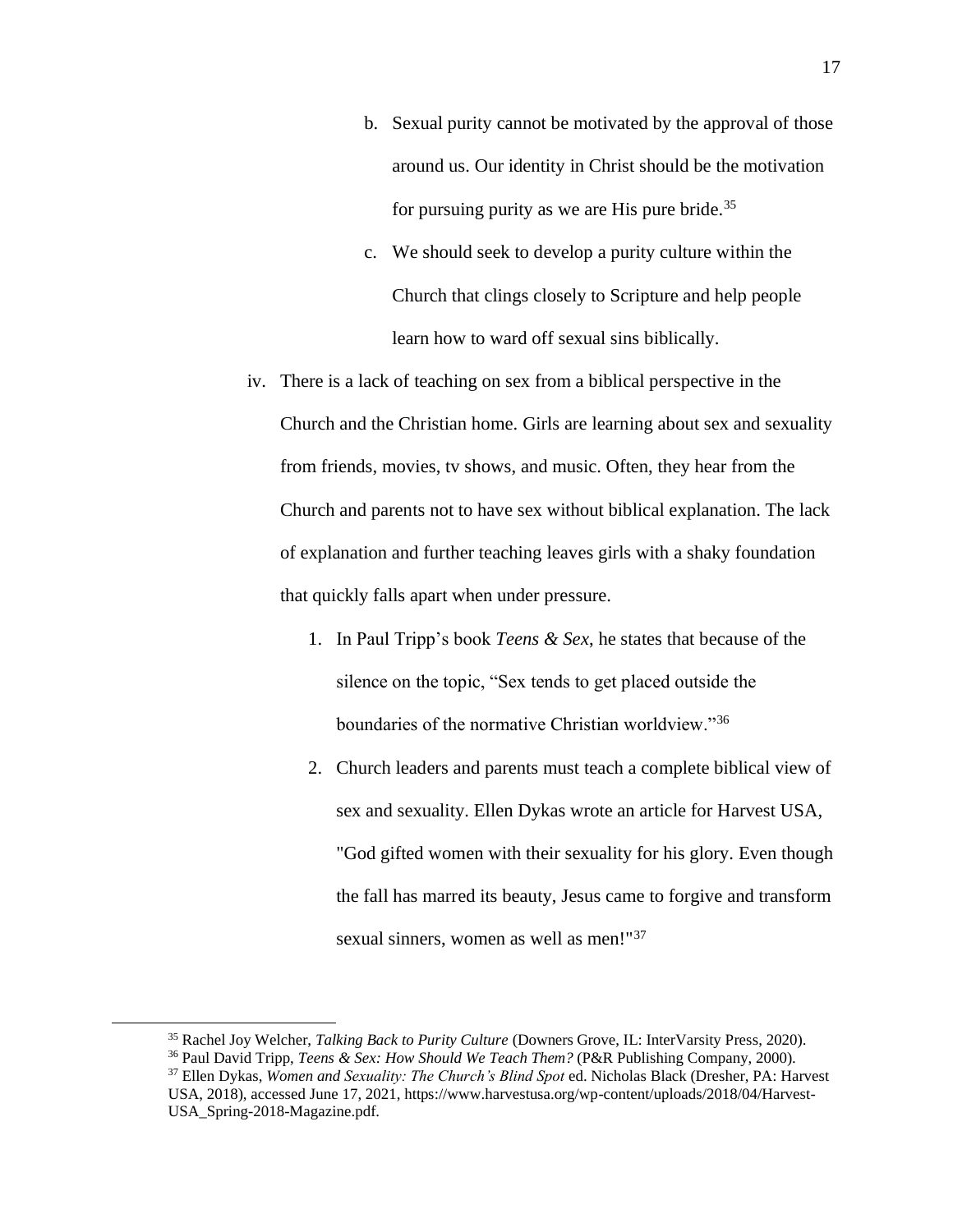b. Sexual purity cannot be motivated by the approval of those around us. Our identity in Christ should be the motivation for pursuing purity as we are His pure bride.[35]

c. We should seek to develop a purity culture within the Church that clings closely to Scripture and help people learn how to ward off sexual sins biblically.

iv. There is a lack of teaching on sex from a biblical perspective in the Church and the Christian home. Girls are learning about sex and sexuality from friends, movies, tv shows, and music. Often, they hear from the Church and parents not to have sex without biblical explanation. The lack of explanation and further teaching leaves girls with a shaky foundation that quickly falls apart when under pressure.

1. In Paul Tripp's book *Teens & Sex*, he states that because of the silence on the topic, "Sex tends to get placed outside the boundaries of the normative Christian worldview."[36]
2. Church leaders and parents must teach a complete biblical view of sex and sexuality. Ellen Dykas wrote an article for Harvest USA, "God gifted women with their sexuality for his glory. Even though the fall has marred its beauty, Jesus came to forgive and transform sexual sinners, women as well as men!"[37]

---

[35] Rachel Joy Welcher, *Talking Back to Purity Culture* (Downers Grove, IL: InterVarsity Press, 2020).

[36] Paul David Tripp, *Teens & Sex: How Should We Teach Them?* (P&R Publishing Company, 2000).

[37] Ellen Dykas, *Women and Sexuality: The Church's Blind Spot* ed. Nicholas Black (Dresher, PA: Harvest USA, 2018), accessed June 17, 2021, https://www.harvestusa.org/wp-content/uploads/2018/04/Harvest-USA_Spring-2018-Magazine.pdf.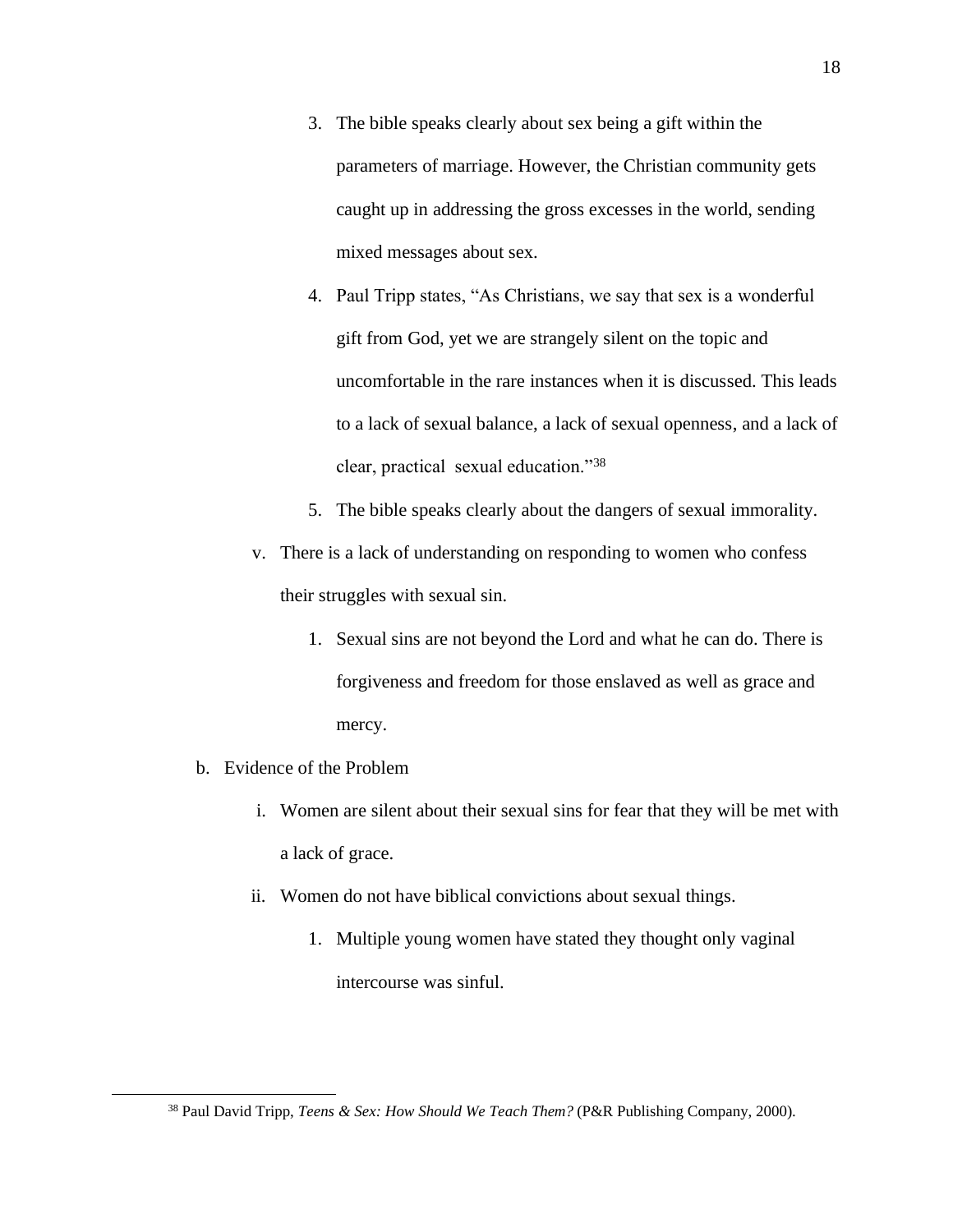3. The bible speaks clearly about sex being a gift within the parameters of marriage. However, the Christian community gets caught up in addressing the gross excesses in the world, sending mixed messages about sex.
4. Paul Tripp states, "As Christians, we say that sex is a wonderful gift from God, yet we are strangely silent on the topic and uncomfortable in the rare instances when it is discussed. This leads to a lack of sexual balance, a lack of sexual openness, and a lack of clear, practical sexual education."[38]
5. The bible speaks clearly about the dangers of sexual immorality.

v. There is a lack of understanding on responding to women who confess their struggles with sexual sin.

1. Sexual sins are not beyond the Lord and what he can do. There is forgiveness and freedom for those enslaved as well as grace and mercy.

b. Evidence of the Problem

i. Women are silent about their sexual sins for fear that they will be met with a lack of grace.

ii. Women do not have biblical convictions about sexual things.

1. Multiple young women have stated they thought only vaginal intercourse was sinful.

---

[38] Paul David Tripp, *Teens & Sex: How Should We Teach Them?* (P&R Publishing Company, 2000).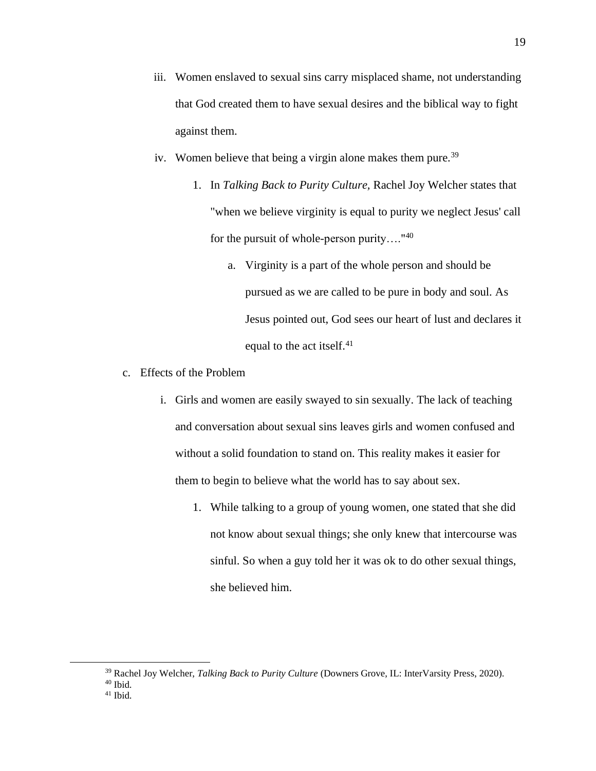iii. Women enslaved to sexual sins carry misplaced shame, not understanding that God created them to have sexual desires and the biblical way to fight against them.

iv. Women believe that being a virgin alone makes them pure.[39]

   1. In *Talking Back to Purity Culture*, Rachel Joy Welcher states that "when we believe virginity is equal to purity we neglect Jesus' call for the pursuit of whole-person purity…."[40]

      a. Virginity is a part of the whole person and should be pursued as we are called to be pure in body and soul. As Jesus pointed out, God sees our heart of lust and declares it equal to the act itself.[41]

c. Effects of the Problem

   i. Girls and women are easily swayed to sin sexually. The lack of teaching and conversation about sexual sins leaves girls and women confused and without a solid foundation to stand on. This reality makes it easier for them to begin to believe what the world has to say about sex.

      1. While talking to a group of young women, one stated that she did not know about sexual things; she only knew that intercourse was sinful. So when a guy told her it was ok to do other sexual things, she believed him.

---

[39] Rachel Joy Welcher, *Talking Back to Purity Culture* (Downers Grove, IL: InterVarsity Press, 2020).
[40] Ibid.
[41] Ibid.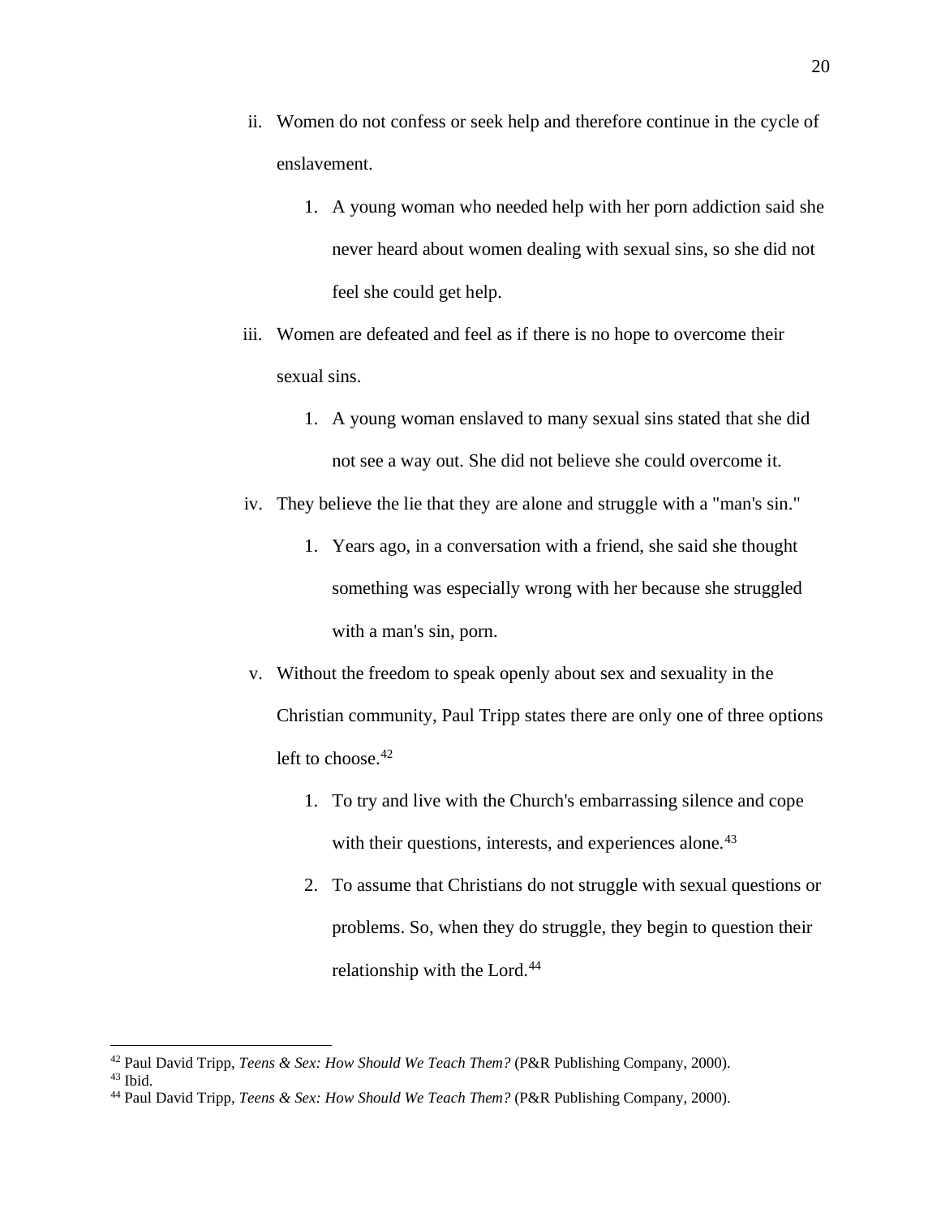ii. Women do not confess or seek help and therefore continue in the cycle of enslavement.

    1. A young woman who needed help with her porn addiction said she never heard about women dealing with sexual sins, so she did not feel she could get help.

iii. Women are defeated and feel as if there is no hope to overcome their sexual sins.

    1. A young woman enslaved to many sexual sins stated that she did not see a way out. She did not believe she could overcome it.

iv. They believe the lie that they are alone and struggle with a "man's sin."

    1. Years ago, in a conversation with a friend, she said she thought something was especially wrong with her because she struggled with a man's sin, porn.

v. Without the freedom to speak openly about sex and sexuality in the Christian community, Paul Tripp states there are only one of three options left to choose.[42]

    1. To try and live with the Church's embarrassing silence and cope with their questions, interests, and experiences alone.[43]
    2. To assume that Christians do not struggle with sexual questions or problems. So, when they do struggle, they begin to question their relationship with the Lord.[44]

---

[42] Paul David Tripp, *Teens & Sex: How Should We Teach Them?* (P&R Publishing Company, 2000).
[43] Ibid.
[44] Paul David Tripp, *Teens & Sex: How Should We Teach Them?* (P&R Publishing Company, 2000).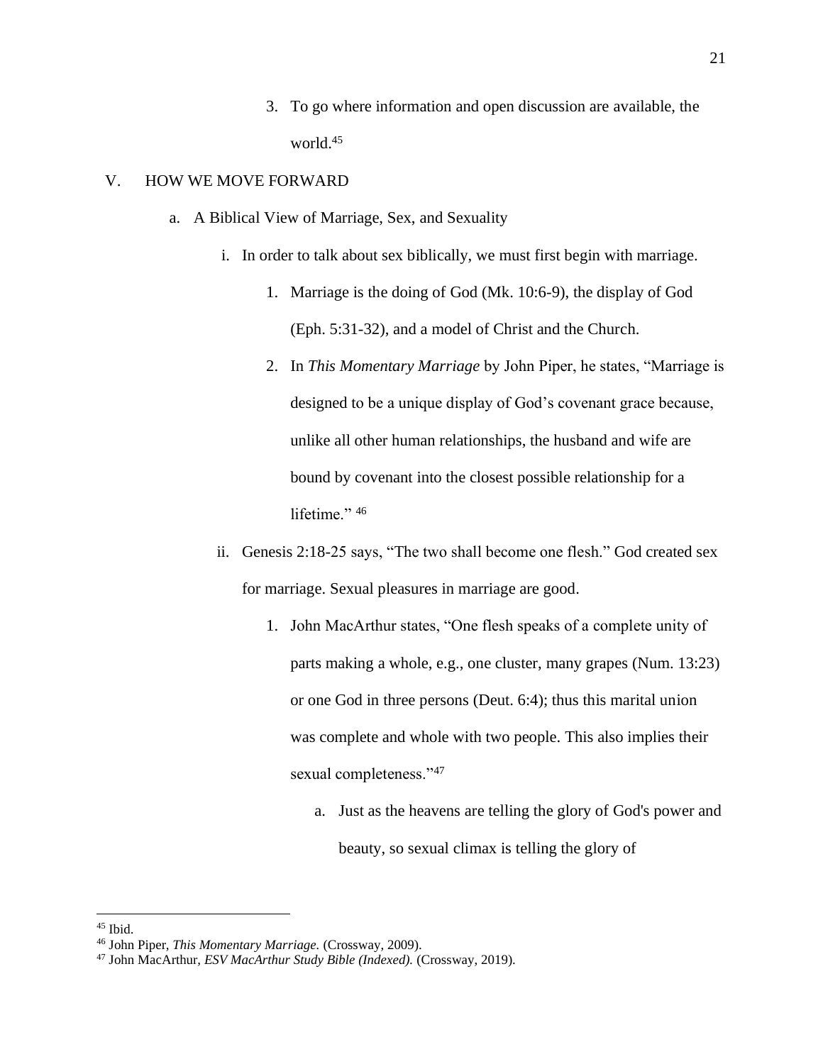3. To go where information and open discussion are available, the world.[45]

V. HOW WE MOVE FORWARD

a. A Biblical View of Marriage, Sex, and Sexuality

i. In order to talk about sex biblically, we must first begin with marriage.

1. Marriage is the doing of God (Mk. 10:6-9), the display of God (Eph. 5:31-32), and a model of Christ and the Church.

2. In *This Momentary Marriage* by John Piper, he states, "Marriage is designed to be a unique display of God's covenant grace because, unlike all other human relationships, the husband and wife are bound by covenant into the closest possible relationship for a lifetime." [46]

ii. Genesis 2:18-25 says, "The two shall become one flesh." God created sex for marriage. Sexual pleasures in marriage are good.

1. John MacArthur states, "One flesh speaks of a complete unity of parts making a whole, e.g., one cluster, many grapes (Num. 13:23) or one God in three persons (Deut. 6:4); thus this marital union was complete and whole with two people. This also implies their sexual completeness."[47]

a. Just as the heavens are telling the glory of God's power and beauty, so sexual climax is telling the glory of

---

[45] Ibid.

[46] John Piper, *This Momentary Marriage.* (Crossway, 2009).

[47] John MacArthur, *ESV MacArthur Study Bible (Indexed).* (Crossway, 2019).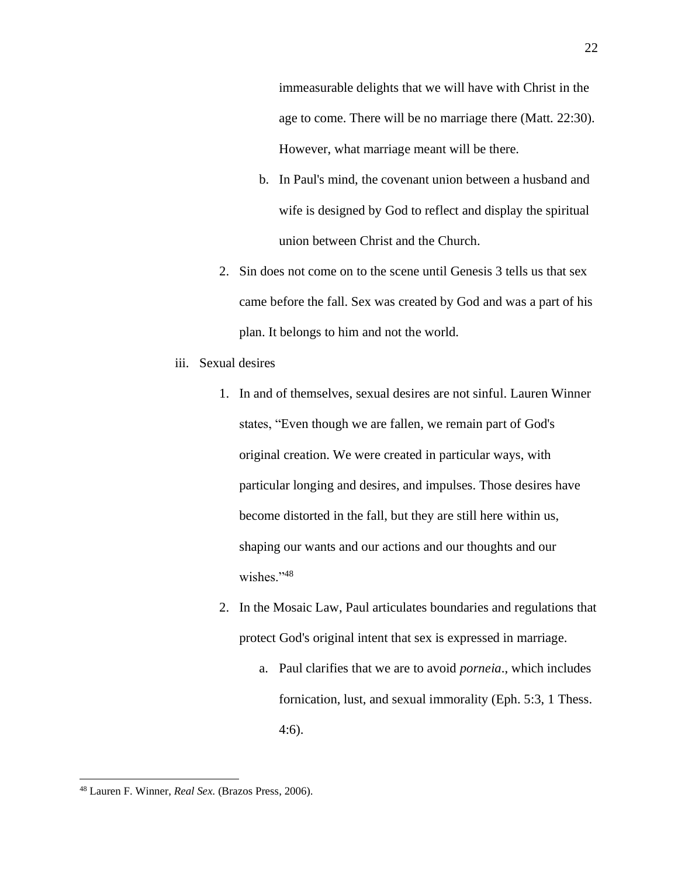immeasurable delights that we will have with Christ in the age to come. There will be no marriage there (Matt. 22:30). However, what marriage meant will be there.

b. In Paul's mind, the covenant union between a husband and wife is designed by God to reflect and display the spiritual union between Christ and the Church.

2. Sin does not come on to the scene until Genesis 3 tells us that sex came before the fall. Sex was created by God and was a part of his plan. It belongs to him and not the world.

iii. Sexual desires

1. In and of themselves, sexual desires are not sinful. Lauren Winner states, "Even though we are fallen, we remain part of God's original creation. We were created in particular ways, with particular longing and desires, and impulses. Those desires have become distorted in the fall, but they are still here within us, shaping our wants and our actions and our thoughts and our wishes."[48]

2. In the Mosaic Law, Paul articulates boundaries and regulations that protect God's original intent that sex is expressed in marriage.

   a. Paul clarifies that we are to avoid *porneia*., which includes fornication, lust, and sexual immorality (Eph. 5:3, 1 Thess. 4:6).

---

[48] Lauren F. Winner, *Real Sex.* (Brazos Press, 2006).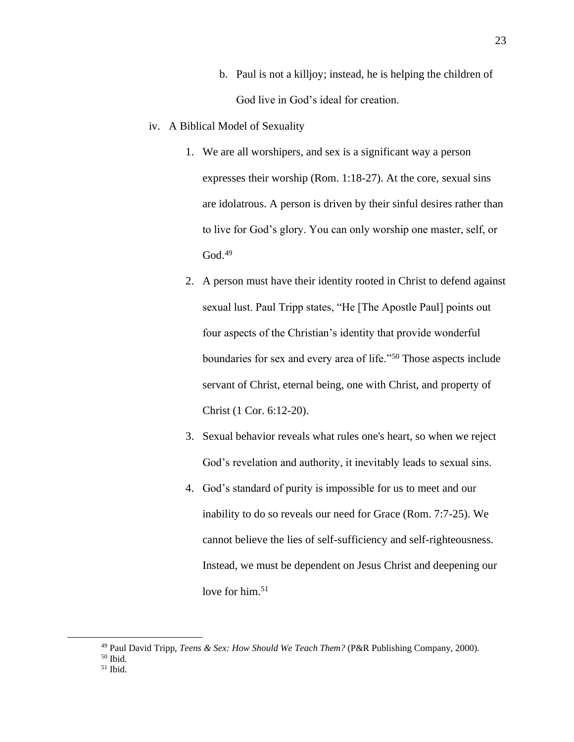b. Paul is not a killjoy; instead, he is helping the children of God live in God's ideal for creation.

iv. A Biblical Model of Sexuality

1. We are all worshipers, and sex is a significant way a person expresses their worship (Rom. 1:18-27). At the core, sexual sins are idolatrous. A person is driven by their sinful desires rather than to live for God's glory. You can only worship one master, self, or God.[49]
2. A person must have their identity rooted in Christ to defend against sexual lust. Paul Tripp states, "He [The Apostle Paul] points out four aspects of the Christian's identity that provide wonderful boundaries for sex and every area of life."[50] Those aspects include servant of Christ, eternal being, one with Christ, and property of Christ (1 Cor. 6:12-20).
3. Sexual behavior reveals what rules one's heart, so when we reject God's revelation and authority, it inevitably leads to sexual sins.
4. God's standard of purity is impossible for us to meet and our inability to do so reveals our need for Grace (Rom. 7:7-25). We cannot believe the lies of self-sufficiency and self-righteousness. Instead, we must be dependent on Jesus Christ and deepening our love for him.[51]

---

[49] Paul David Tripp, *Teens & Sex: How Should We Teach Them?* (P&R Publishing Company, 2000).
[50] Ibid.
[51] Ibid.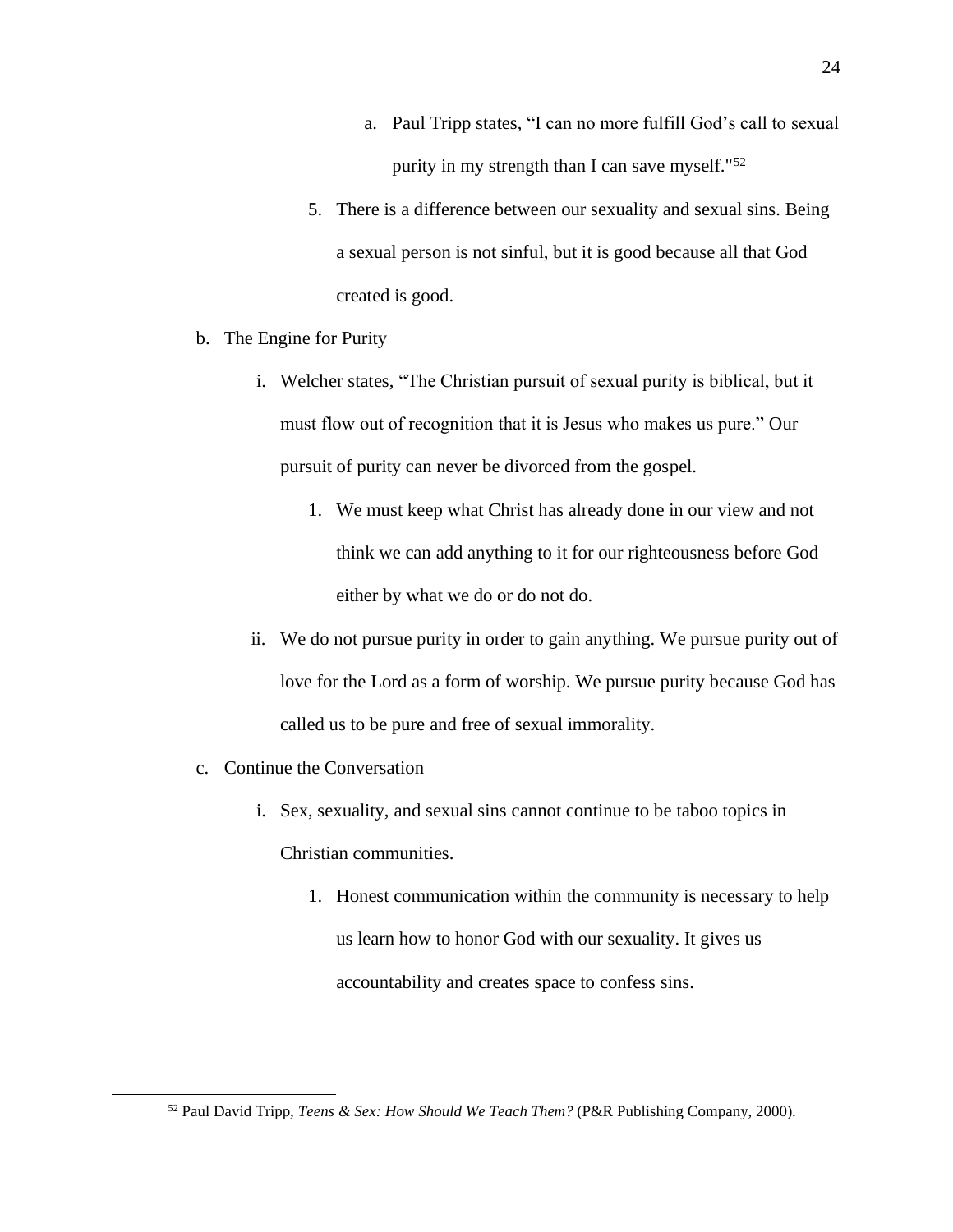a. Paul Tripp states, "I can no more fulfill God's call to sexual purity in my strength than I can save myself."[52]

    5. There is a difference between our sexuality and sexual sins. Being a sexual person is not sinful, but it is good because all that God created is good.

b. The Engine for Purity

    i. Welcher states, "The Christian pursuit of sexual purity is biblical, but it must flow out of recognition that it is Jesus who makes us pure." Our pursuit of purity can never be divorced from the gospel.

        1. We must keep what Christ has already done in our view and not think we can add anything to it for our righteousness before God either by what we do or do not do.

    ii. We do not pursue purity in order to gain anything. We pursue purity out of love for the Lord as a form of worship. We pursue purity because God has called us to be pure and free of sexual immorality.

c. Continue the Conversation

    i. Sex, sexuality, and sexual sins cannot continue to be taboo topics in Christian communities.

        1. Honest communication within the community is necessary to help us learn how to honor God with our sexuality. It gives us accountability and creates space to confess sins.

---

[52] Paul David Tripp, *Teens & Sex: How Should We Teach Them?* (P&R Publishing Company, 2000).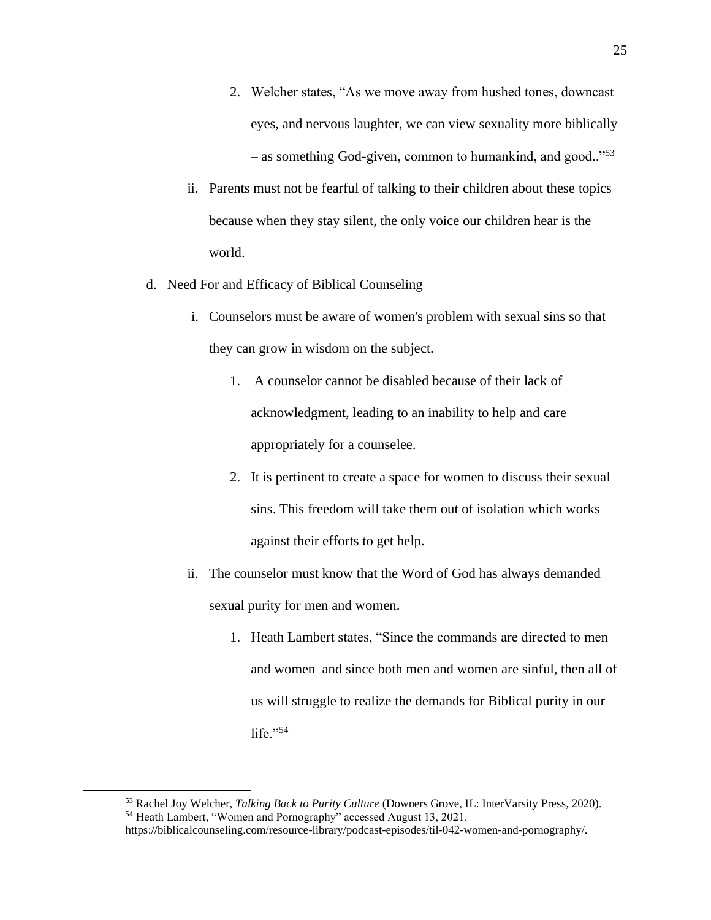2. Welcher states, "As we move away from hushed tones, downcast eyes, and nervous laughter, we can view sexuality more biblically – as something God-given, common to humankind, and good.."[53]

ii. Parents must not be fearful of talking to their children about these topics because when they stay silent, the only voice our children hear is the world.

d. Need For and Efficacy of Biblical Counseling

i. Counselors must be aware of women's problem with sexual sins so that they can grow in wisdom on the subject.

1. A counselor cannot be disabled because of their lack of acknowledgment, leading to an inability to help and care appropriately for a counselee.

2. It is pertinent to create a space for women to discuss their sexual sins. This freedom will take them out of isolation which works against their efforts to get help.

ii. The counselor must know that the Word of God has always demanded sexual purity for men and women.

1. Heath Lambert states, "Since the commands are directed to men and women and since both men and women are sinful, then all of us will struggle to realize the demands for Biblical purity in our life."[54]

---

[53] Rachel Joy Welcher, *Talking Back to Purity Culture* (Downers Grove, IL: InterVarsity Press, 2020).

[54] Heath Lambert, "Women and Pornography" accessed August 13, 2021. https://biblicalcounseling.com/resource-library/podcast-episodes/til-042-women-and-pornography/.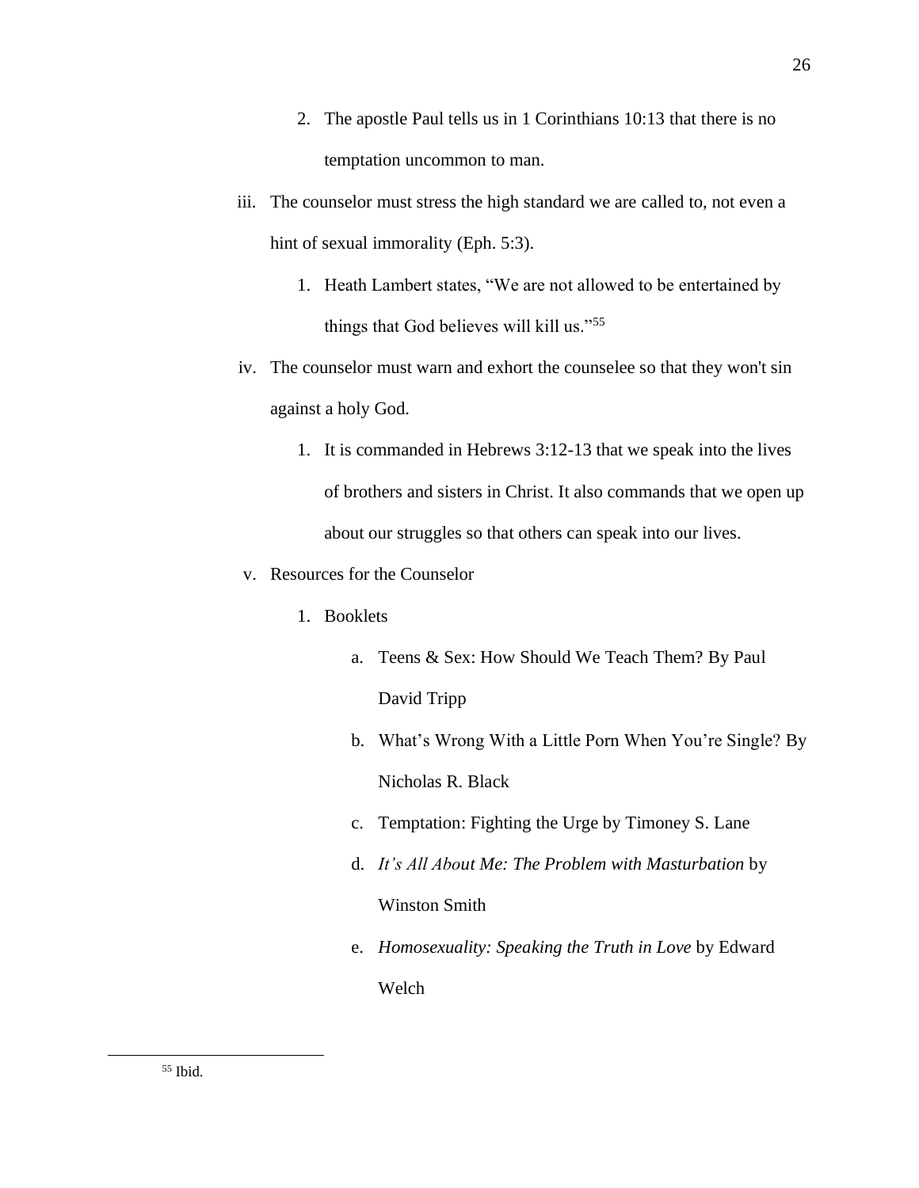2. The apostle Paul tells us in 1 Corinthians 10:13 that there is no temptation uncommon to man.

iii. The counselor must stress the high standard we are called to, not even a hint of sexual immorality (Eph. 5:3).

1. Heath Lambert states, "We are not allowed to be entertained by things that God believes will kill us."[55]

iv. The counselor must warn and exhort the counselee so that they won't sin against a holy God.

1. It is commanded in Hebrews 3:12-13 that we speak into the lives of brothers and sisters in Christ. It also commands that we open up about our struggles so that others can speak into our lives.

v. Resources for the Counselor

1. Booklets

    a. Teens & Sex: How Should We Teach Them? By Paul David Tripp

    b. What's Wrong With a Little Porn When You're Single? By Nicholas R. Black

    c. Temptation: Fighting the Urge by Timoney S. Lane

    d. *It's All About Me: The Problem with Masturbation* by Winston Smith

    e. *Homosexuality: Speaking the Truth in Love* by Edward Welch

---

[55] Ibid.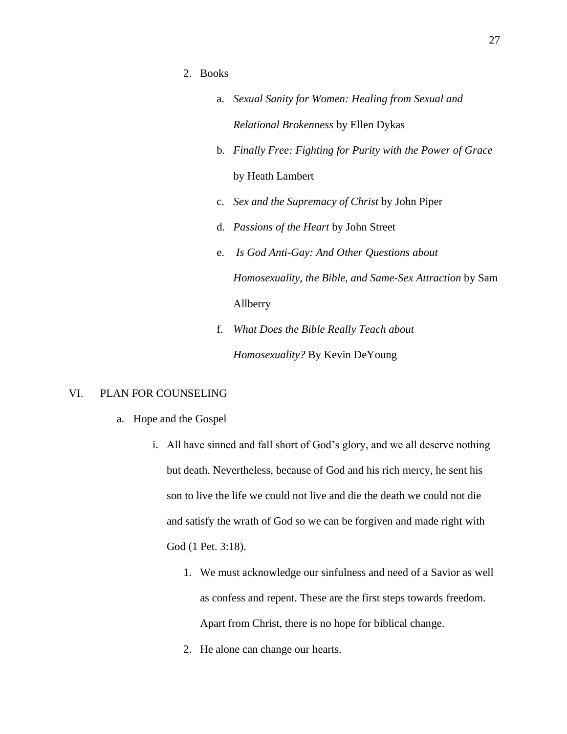2. Books

    a. *Sexual Sanity for Women: Healing from Sexual and Relational Brokenness* by Ellen Dykas

    b. *Finally Free: Fighting for Purity with the Power of Grace* by Heath Lambert

    c. *Sex and the Supremacy of Christ* by John Piper

    d. *Passions of the Heart* by John Street

    e. *Is God Anti-Gay: And Other Questions about Homosexuality, the Bible, and Same-Sex Attraction* by Sam Allberry

    f. *What Does the Bible Really Teach about Homosexuality?* By Kevin DeYoung

## VI. PLAN FOR COUNSELING

a. Hope and the Gospel

  i. All have sinned and fall short of God's glory, and we all deserve nothing but death. Nevertheless, because of God and his rich mercy, he sent his son to live the life we could not live and die the death we could not die and satisfy the wrath of God so we can be forgiven and made right with God (1 Pet. 3:18).

    1. We must acknowledge our sinfulness and need of a Savior as well as confess and repent. These are the first steps towards freedom. Apart from Christ, there is no hope for biblical change.

    2. He alone can change our hearts.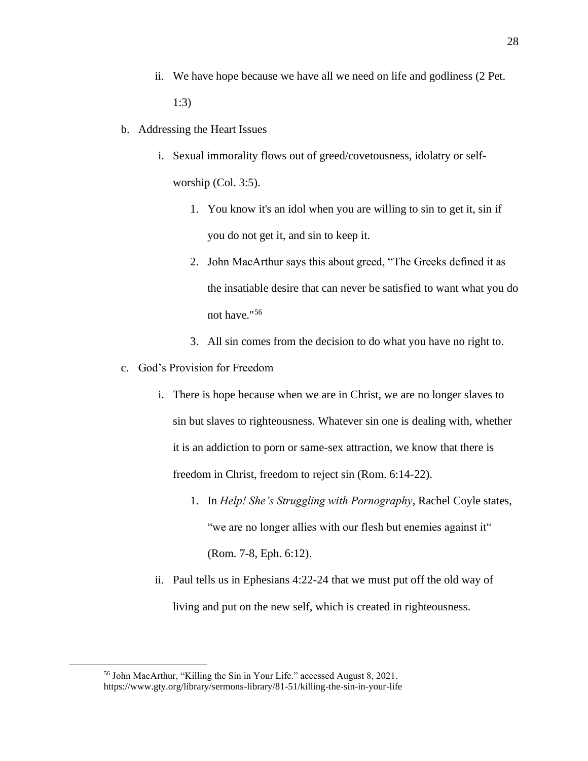ii. We have hope because we have all we need on life and godliness (2 Pet. 1:3)

b. Addressing the Heart Issues

  i. Sexual immorality flows out of greed/covetousness, idolatry or self-worship (Col. 3:5).

    1. You know it's an idol when you are willing to sin to get it, sin if you do not get it, and sin to keep it.
    2. John MacArthur says this about greed, "The Greeks defined it as the insatiable desire that can never be satisfied to want what you do not have."[56]
    3. All sin comes from the decision to do what you have no right to.

c. God's Provision for Freedom

  i. There is hope because when we are in Christ, we are no longer slaves to sin but slaves to righteousness. Whatever sin one is dealing with, whether it is an addiction to porn or same-sex attraction, we know that there is freedom in Christ, freedom to reject sin (Rom. 6:14-22).

    1. In *Help! She's Struggling with Pornography*, Rachel Coyle states, "we are no longer allies with our flesh but enemies against it" (Rom. 7-8, Eph. 6:12).

  ii. Paul tells us in Ephesians 4:22-24 that we must put off the old way of living and put on the new self, which is created in righteousness.

---

[56] John MacArthur, "Killing the Sin in Your Life." accessed August 8, 2021. https://www.gty.org/library/sermons-library/81-51/killing-the-sin-in-your-life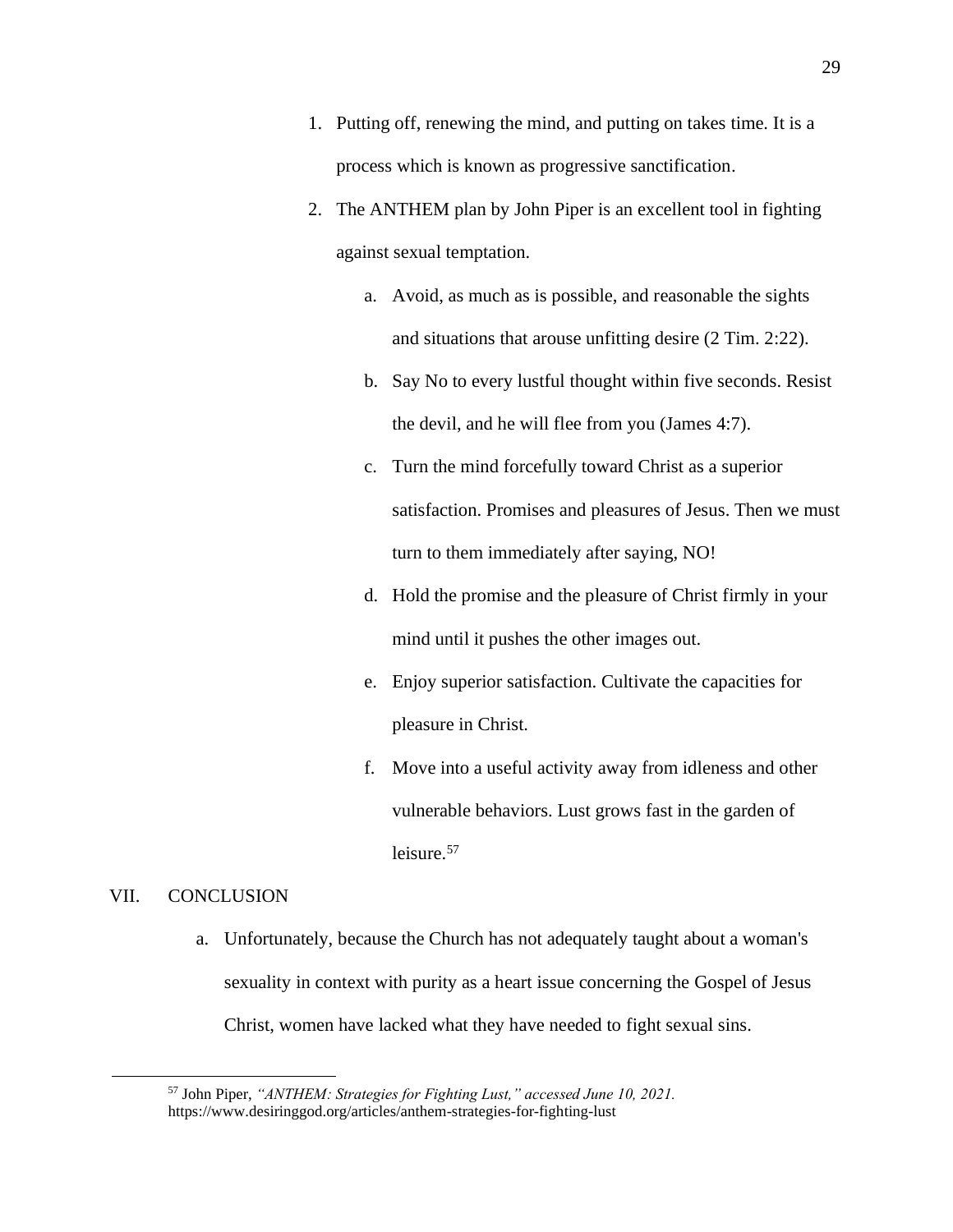1. Putting off, renewing the mind, and putting on takes time. It is a process which is known as progressive sanctification.
2. The ANTHEM plan by John Piper is an excellent tool in fighting against sexual temptation.
   a. Avoid, as much as is possible, and reasonable the sights and situations that arouse unfitting desire (2 Tim. 2:22).
   b. Say No to every lustful thought within five seconds. Resist the devil, and he will flee from you (James 4:7).
   c. Turn the mind forcefully toward Christ as a superior satisfaction. Promises and pleasures of Jesus. Then we must turn to them immediately after saying, NO!
   d. Hold the promise and the pleasure of Christ firmly in your mind until it pushes the other images out.
   e. Enjoy superior satisfaction. Cultivate the capacities for pleasure in Christ.
   f. Move into a useful activity away from idleness and other vulnerable behaviors. Lust grows fast in the garden of leisure.[57]

## VII. CONCLUSION

a. Unfortunately, because the Church has not adequately taught about a woman's sexuality in context with purity as a heart issue concerning the Gospel of Jesus Christ, women have lacked what they have needed to fight sexual sins.

---

[57] John Piper, *"ANTHEM: Strategies for Fighting Lust," accessed June 10, 2021.* https://www.desiringgod.org/articles/anthem-strategies-for-fighting-lust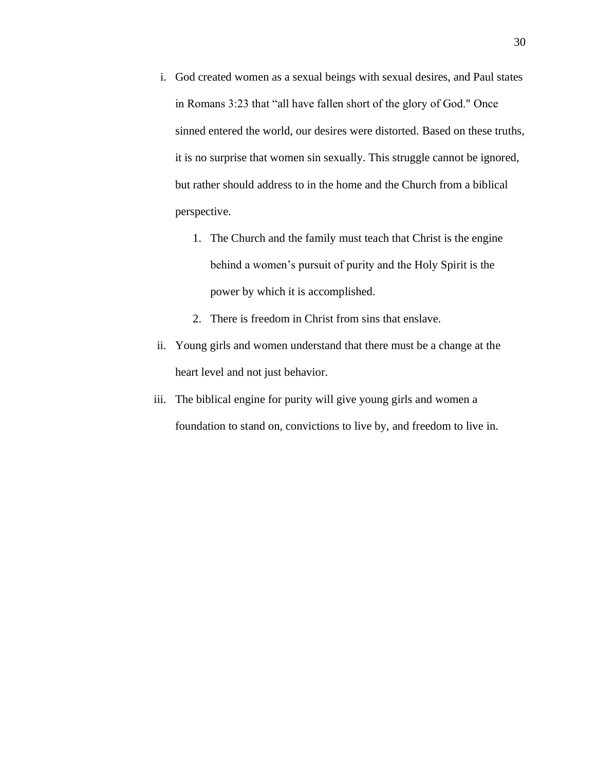i. God created women as a sexual beings with sexual desires, and Paul states in Romans 3:23 that "all have fallen short of the glory of God." Once sinned entered the world, our desires were distorted. Based on these truths, it is no surprise that women sin sexually. This struggle cannot be ignored, but rather should address to in the home and the Church from a biblical perspective.

    1. The Church and the family must teach that Christ is the engine behind a women's pursuit of purity and the Holy Spirit is the power by which it is accomplished.
    2. There is freedom in Christ from sins that enslave.

ii. Young girls and women understand that there must be a change at the heart level and not just behavior.

iii. The biblical engine for purity will give young girls and women a foundation to stand on, convictions to live by, and freedom to live in.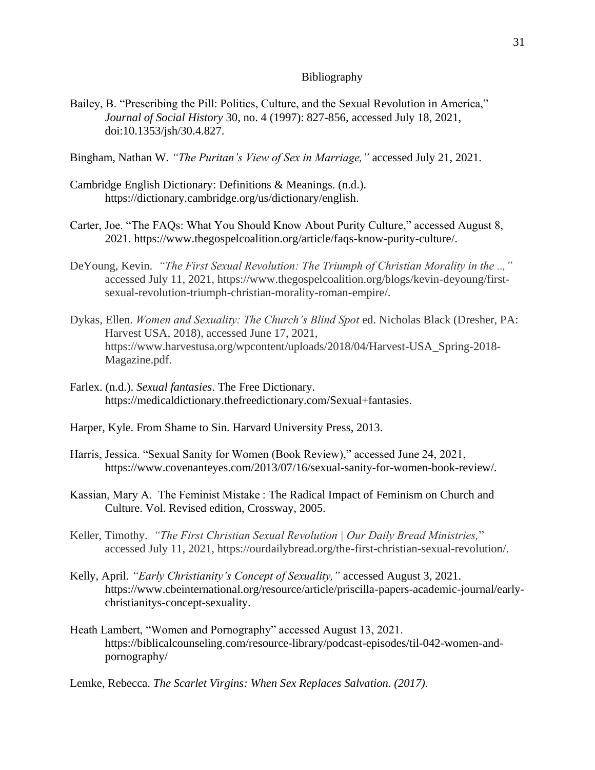# Bibliography

Bailey, B. "Prescribing the Pill: Politics, Culture, and the Sexual Revolution in America," *Journal of Social History* 30, no. 4 (1997): 827-856, accessed July 18, 2021, doi:10.1353/jsh/30.4.827.

Bingham, Nathan W. *"The Puritan's View of Sex in Marriage,"* accessed July 21, 2021.

Cambridge English Dictionary: Definitions & Meanings. (n.d.). https://dictionary.cambridge.org/us/dictionary/english.

Carter, Joe. "The FAQs: What You Should Know About Purity Culture," accessed August 8, 2021. https://www.thegospelcoalition.org/article/faqs-know-purity-culture/.

DeYoung, Kevin. *"The First Sexual Revolution: The Triumph of Christian Morality in the ..,"* accessed July 11, 2021, https://www.thegospelcoalition.org/blogs/kevin-deyoung/first-sexual-revolution-triumph-christian-morality-roman-empire/.

Dykas, Ellen. *Women and Sexuality: The Church's Blind Spot* ed. Nicholas Black (Dresher, PA: Harvest USA, 2018), accessed June 17, 2021, https://www.harvestusa.org/wpcontent/uploads/2018/04/Harvest-USA_Spring-2018-Magazine.pdf.

Farlex. (n.d.). *Sexual fantasies*. The Free Dictionary. https://medicaldictionary.thefreedictionary.com/Sexual+fantasies.

Harper, Kyle. From Shame to Sin. Harvard University Press, 2013.

Harris, Jessica. "Sexual Sanity for Women (Book Review)," accessed June 24, 2021, https://www.covenanteyes.com/2013/07/16/sexual-sanity-for-women-book-review/.

Kassian, Mary A. The Feminist Mistake : The Radical Impact of Feminism on Church and Culture. Vol. Revised edition, Crossway, 2005.

Keller, Timothy. *"The First Christian Sexual Revolution | Our Daily Bread Ministries,"* accessed July 11, 2021, https://ourdailybread.org/the-first-christian-sexual-revolution/.

Kelly, April. *"Early Christianity's Concept of Sexuality,"* accessed August 3, 2021. https://www.cbeinternational.org/resource/article/priscilla-papers-academic-journal/early-christianitys-concept-sexuality.

Heath Lambert, "Women and Pornography" accessed August 13, 2021. https://biblicalcounseling.com/resource-library/podcast-episodes/til-042-women-and-pornography/

Lemke, Rebecca. *The Scarlet Virgins: When Sex Replaces Salvation. (2017).*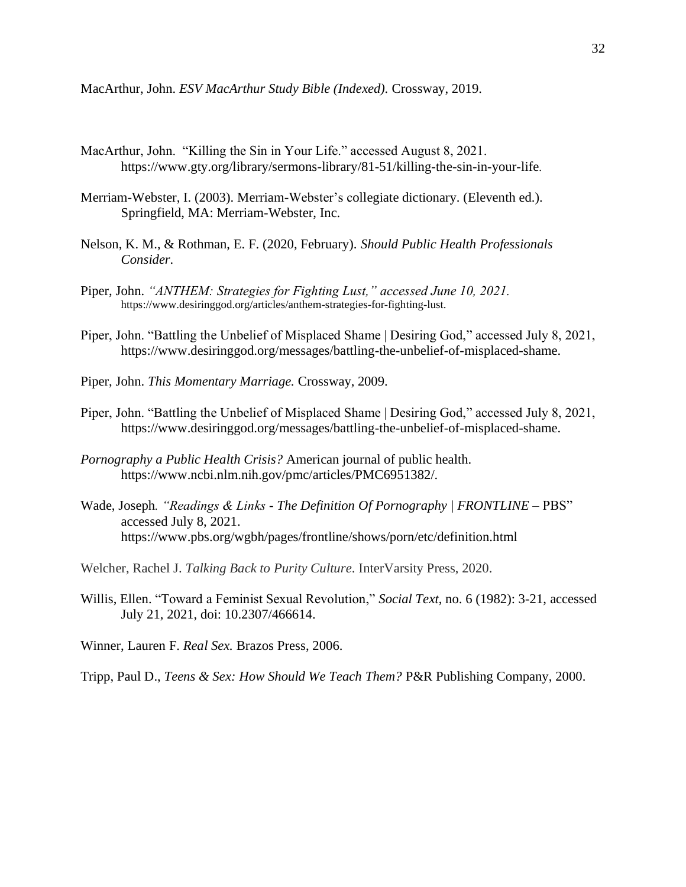MacArthur, John. *ESV MacArthur Study Bible (Indexed).* Crossway, 2019.

MacArthur, John. "Killing the Sin in Your Life." accessed August 8, 2021. https://www.gty.org/library/sermons-library/81-51/killing-the-sin-in-your-life.

Merriam-Webster, I. (2003). Merriam-Webster's collegiate dictionary. (Eleventh ed.). Springfield, MA: Merriam-Webster, Inc.

Nelson, K. M., & Rothman, E. F. (2020, February). *Should Public Health Professionals Consider*.

Piper, John. *"ANTHEM: Strategies for Fighting Lust," accessed June 10, 2021.* https://www.desiringgod.org/articles/anthem-strategies-for-fighting-lust.

Piper, John. "Battling the Unbelief of Misplaced Shame | Desiring God," accessed July 8, 2021, https://www.desiringgod.org/messages/battling-the-unbelief-of-misplaced-shame.

Piper, John. *This Momentary Marriage.* Crossway, 2009.

Piper, John. "Battling the Unbelief of Misplaced Shame | Desiring God," accessed July 8, 2021, https://www.desiringgod.org/messages/battling-the-unbelief-of-misplaced-shame.

*Pornography a Public Health Crisis?* American journal of public health. https://www.ncbi.nlm.nih.gov/pmc/articles/PMC6951382/.

Wade, Joseph*. "Readings & Links - The Definition Of Pornography | FRONTLINE* – PBS" accessed July 8, 2021. https://www.pbs.org/wgbh/pages/frontline/shows/porn/etc/definition.html

Welcher, Rachel J. *Talking Back to Purity Culture*. InterVarsity Press, 2020.

Willis, Ellen. "Toward a Feminist Sexual Revolution," *Social Text*, no. 6 (1982): 3-21, accessed July 21, 2021, doi: 10.2307/466614.

Winner, Lauren F. *Real Sex.* Brazos Press, 2006.

Tripp, Paul D., *Teens & Sex: How Should We Teach Them?* P&R Publishing Company, 2000.